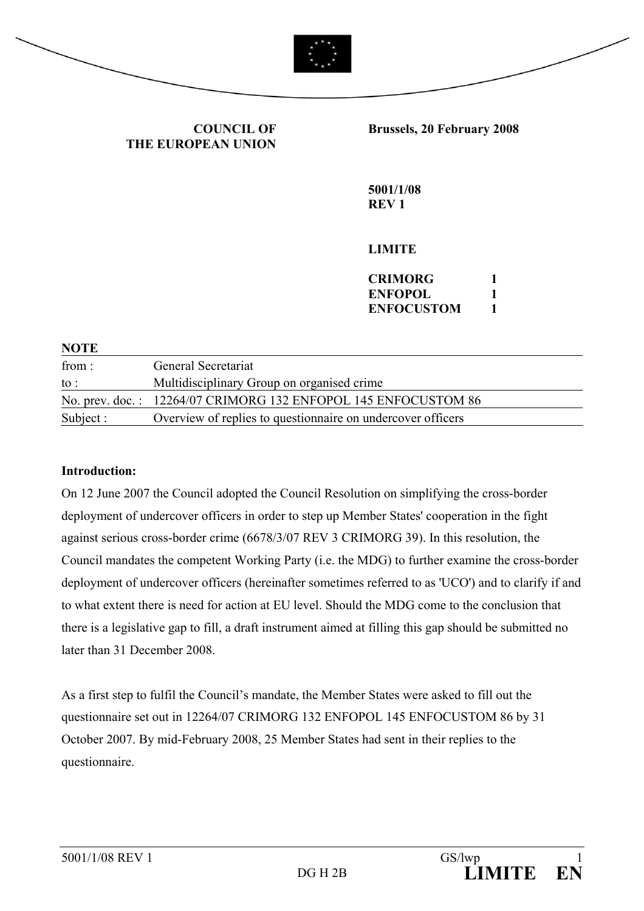**COUNCIL OF THE EUROPEAN UNION**

**Brussels, 20 February 2008**

**5001/1/08**
**REV 1**

**LIMITE**

| | |
|---|---|
| **CRIMORG** | **1** |
| **ENFOPOL** | **1** |
| **ENFOCUSTOM** | **1** |

**NOTE**

| | |
|---|---|
| from : | General Secretariat |
| to : | Multidisciplinary Group on organised crime |
| No. prev. doc. : | 12264/07 CRIMORG 132 ENFOPOL 145 ENFOCUSTOM 86 |
| Subject : | Overview of replies to questionnaire on undercover officers |

**Introduction:**

On 12 June 2007 the Council adopted the Council Resolution on simplifying the cross-border deployment of undercover officers in order to step up Member States' cooperation in the fight against serious cross-border crime (6678/3/07 REV 3 CRIMORG 39). In this resolution, the Council mandates the competent Working Party (i.e. the MDG) to further examine the cross-border deployment of undercover officers (hereinafter sometimes referred to as 'UCO') and to clarify if and to what extent there is need for action at EU level. Should the MDG come to the conclusion that there is a legislative gap to fill, a draft instrument aimed at filling this gap should be submitted no later than 31 December 2008.

As a first step to fulfil the Council's mandate, the Member States were asked to fill out the questionnaire set out in 12264/07 CRIMORG 132 ENFOPOL 145 ENFOCUSTOM 86 by 31 October 2007. By mid-February 2008, 25 Member States had sent in their replies to the questionnaire.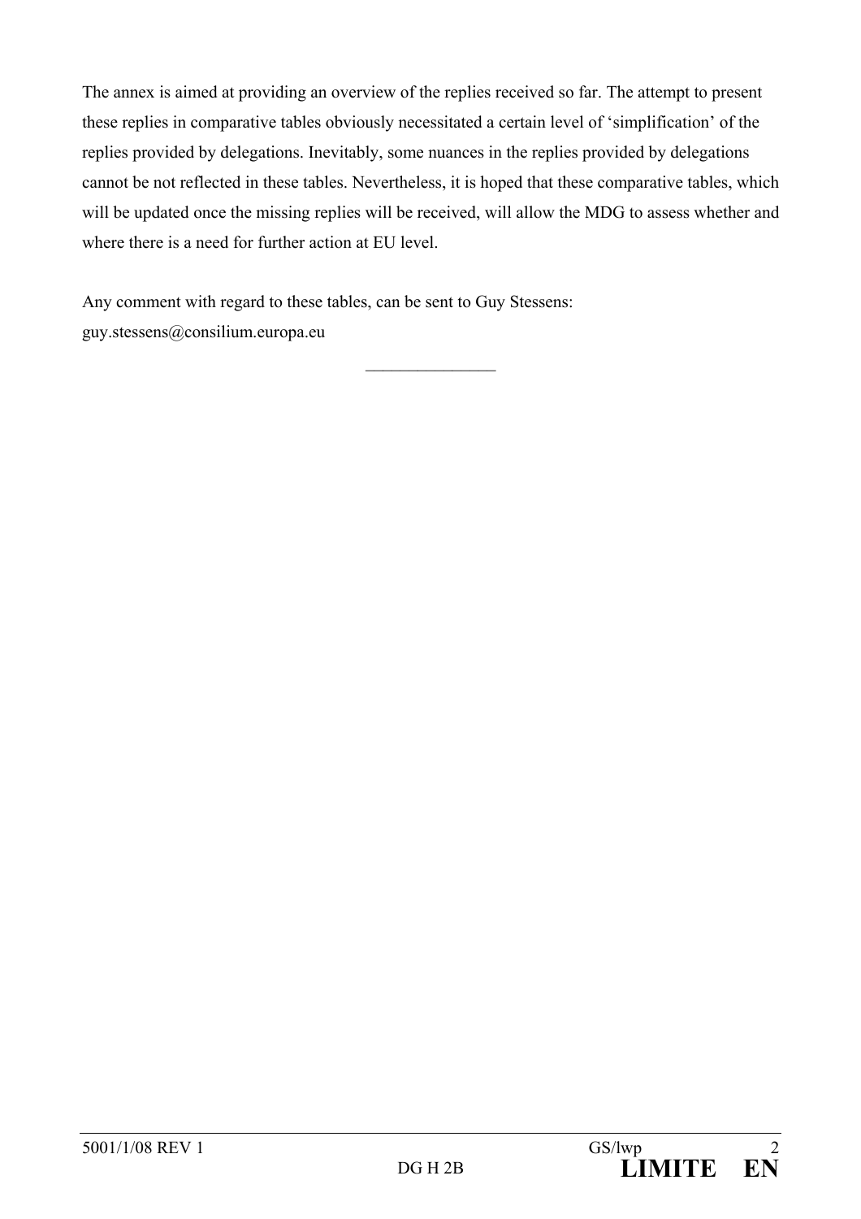The annex is aimed at providing an overview of the replies received so far. The attempt to present these replies in comparative tables obviously necessitated a certain level of 'simplification' of the replies provided by delegations. Inevitably, some nuances in the replies provided by delegations cannot be not reflected in these tables. Nevertheless, it is hoped that these comparative tables, which will be updated once the missing replies will be received, will allow the MDG to assess whether and where there is a need for further action at EU level.

Any comment with regard to these tables, can be sent to Guy Stessens: guy.stessens@consilium.europa.eu

________________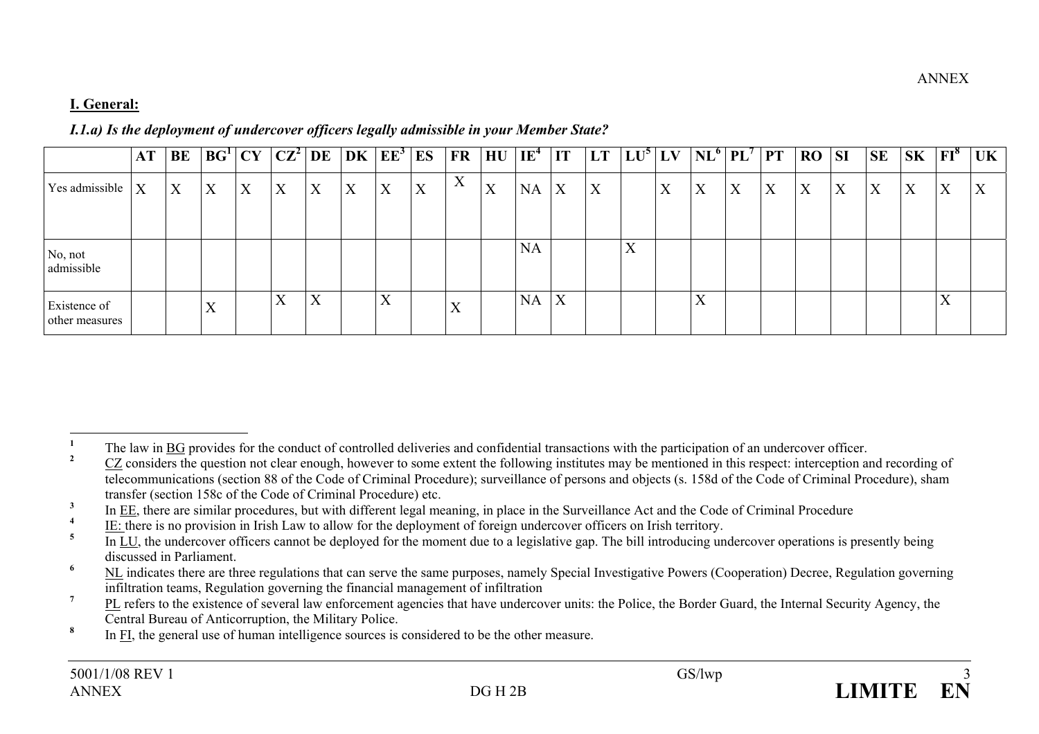ANNEX

**I. General:**

***I.1.a) Is the deployment of undercover officers legally admissible in your Member State?***

| | AT | BE | BG[1] | CY | CZ[2] | DE | DK | EE[3] | ES | FR | HU | IE[4] | IT | LT | LU[5] | LV | NL[6] | PL[7] | PT | RO | SI | SE | SK | FI[8] | UK |
|---|---|---|---|---|---|---|---|---|---|---|---|---|---|---|---|---|---|---|---|---|---|---|---|---|---|
| Yes admissible | X | X | X | X | X | X | X | X | X | X | X | NA | X | X | | X | X | X | X | X | X | X | X | X | X |
| No, not admissible | | | | | | | | | | | | NA | | | X | | | | | | | | | | |
| Existence of other measures | | | X | | X | X | | X | | X | | NA | X | | | | X | | | | | | | X | |

[1] The law in BG provides for the conduct of controlled deliveries and confidential transactions with the participation of an undercover officer.

[2] CZ considers the question not clear enough, however to some extent the following institutes may be mentioned in this respect: interception and recording of telecommunications (section 88 of the Code of Criminal Procedure); surveillance of persons and objects (s. 158d of the Code of Criminal Procedure), sham transfer (section 158c of the Code of Criminal Procedure) etc.

[3] In EE, there are similar procedures, but with different legal meaning, in place in the Surveillance Act and the Code of Criminal Procedure

[4] IE: there is no provision in Irish Law to allow for the deployment of foreign undercover officers on Irish territory.

[5] In LU, the undercover officers cannot be deployed for the moment due to a legislative gap. The bill introducing undercover operations is presently being discussed in Parliament.

[6] NL indicates there are three regulations that can serve the same purposes, namely Special Investigative Powers (Cooperation) Decree, Regulation governing infiltration teams, Regulation governing the financial management of infiltration

[7] PL refers to the existence of several law enforcement agencies that have undercover units: the Police, the Border Guard, the Internal Security Agency, the Central Bureau of Anticorruption, the Military Police.

[8] In FI, the general use of human intelligence sources is considered to be the other measure.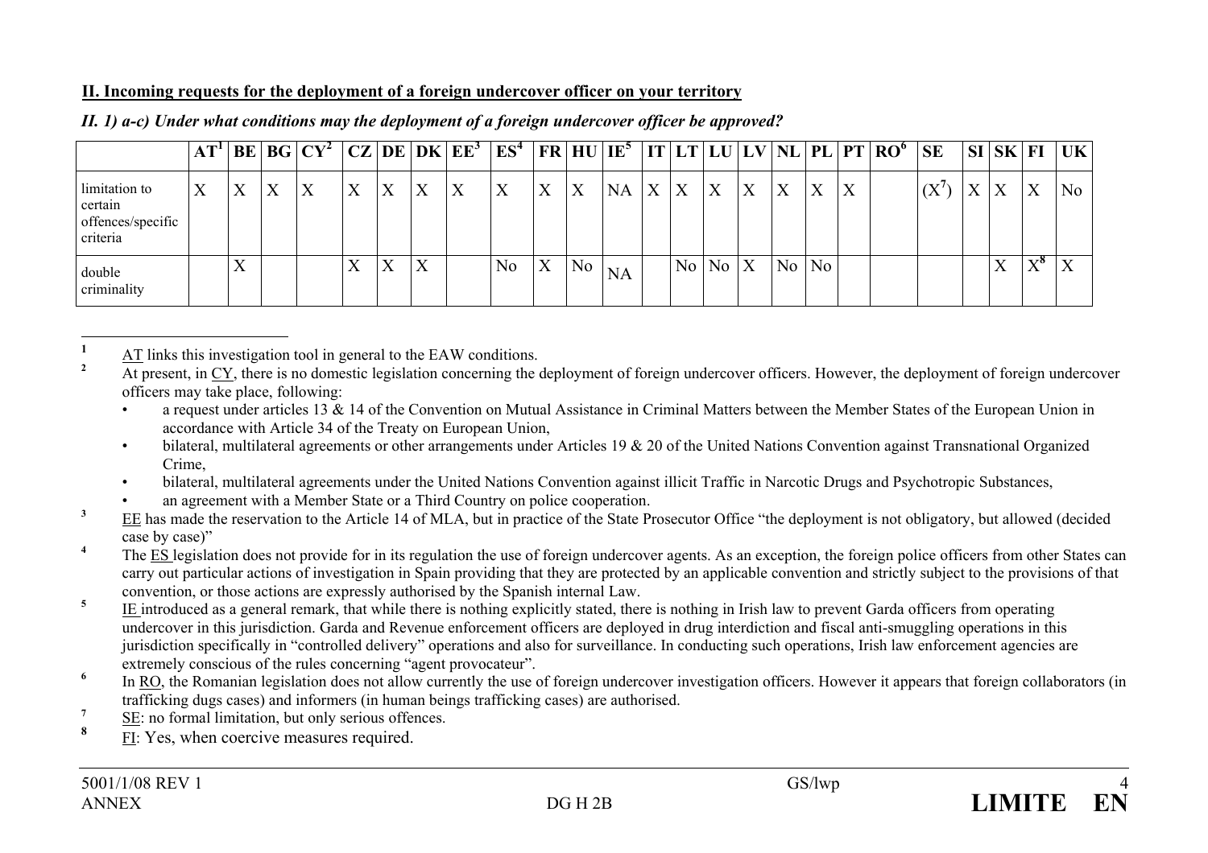## II. Incoming requests for the deployment of a foreign undercover officer on your territory

### *II. 1) a-c) Under what conditions may the deployment of a foreign undercover officer be approved?*

| | AT[1] | BE | BG | CY[2] | CZ | DE | DK | EE[3] | ES[4] | FR | HU | IE[5] | IT | LT | LU | LV | NL | PL | PT | RO[6] | SE | SI | SK | FI | UK |
|---|---|---|---|---|---|---|---|---|---|---|---|---|---|---|---|---|---|---|---|---|---|---|---|---|---|
| limitation to certain offences/specific criteria | X | X | X | X | X | X | X | X | X | X | X | NA | X | X | X | X | X | X | X | | (X[7]) | X | X | X | No |
| double criminality | | X | | | X | X | X | | No | X | No | NA | | No | No | X | No | No | | | | | X | X[8] | X |

[1] AT links this investigation tool in general to the EAW conditions.

[2] At present, in CY, there is no domestic legislation concerning the deployment of foreign undercover officers. However, the deployment of foreign undercover officers may take place, following:

- a request under articles 13 & 14 of the Convention on Mutual Assistance in Criminal Matters between the Member States of the European Union in accordance with Article 34 of the Treaty on European Union,
- bilateral, multilateral agreements or other arrangements under Articles 19 & 20 of the United Nations Convention against Transnational Organized Crime,
- bilateral, multilateral agreements under the United Nations Convention against illicit Traffic in Narcotic Drugs and Psychotropic Substances,
- an agreement with a Member State or a Third Country on police cooperation.

[3] EE has made the reservation to the Article 14 of MLA, but in practice of the State Prosecutor Office "the deployment is not obligatory, but allowed (decided case by case)"

[4] The ES legislation does not provide for in its regulation the use of foreign undercover agents. As an exception, the foreign police officers from other States can carry out particular actions of investigation in Spain providing that they are protected by an applicable convention and strictly subject to the provisions of that convention, or those actions are expressly authorised by the Spanish internal Law.

[5] IE introduced as a general remark, that while there is nothing explicitly stated, there is nothing in Irish law to prevent Garda officers from operating undercover in this jurisdiction. Garda and Revenue enforcement officers are deployed in drug interdiction and fiscal anti-smuggling operations in this jurisdiction specifically in "controlled delivery" operations and also for surveillance. In conducting such operations, Irish law enforcement agencies are extremely conscious of the rules concerning "agent provocateur".

[6] In RO, the Romanian legislation does not allow currently the use of foreign undercover investigation officers. However it appears that foreign collaborators (in trafficking dugs cases) and informers (in human beings trafficking cases) are authorised.

[7] SE: no formal limitation, but only serious offences.

[8] FI: Yes, when coercive measures required.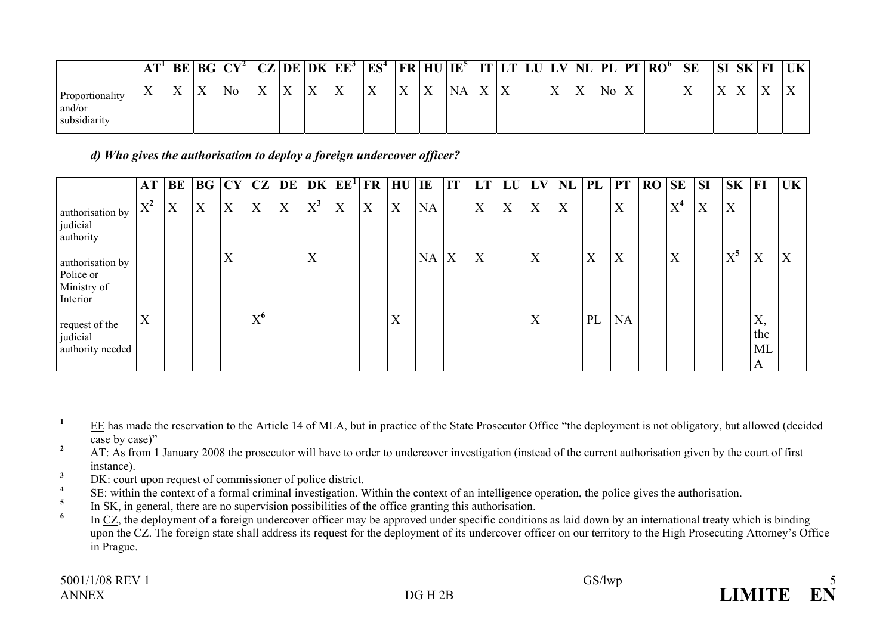| | AT[1] | BE | BG | CY[2] | CZ | DE | DK | EE[3] | ES[4] | FR | HU | IE[5] | IT | LT | LU | LV | NL | PL | PT | RO[6] | SE | SI | SK | FI | UK |
|---|---|---|---|---|---|---|---|---|---|---|---|---|---|---|---|---|---|---|---|---|---|---|---|---|---|
| Proportionality and/or subsidiarity | X | X | X | No | X | X | X | X | X | X | X | NA | X | X | | X | X | No | X | | X | X | X | X | X |

***d) Who gives the authorisation to deploy a foreign undercover officer?***

| | AT | BE | BG | CY | CZ | DE | DK | EE[1] | FR | HU | IE | IT | LT | LU | LV | NL | PL | PT | RO | SE | SI | SK | FI | UK |
|---|---|---|---|---|---|---|---|---|---|---|---|---|---|---|---|---|---|---|---|---|---|---|---|---|
| authorisation by judicial authority | X[2] | X | X | X | X | X | X[3] | X | X | X | NA | | X | X | X | X | | X | | X[4] | X | X | | |
| authorisation by Police or Ministry of Interior | | | | X | | | X | | | | NA | X | X | | X | | X | X | | X | | X[5] | X | X |
| request of the judicial authority needed | X | | | | X[6] | | | | | X | | | | | X | | PL | NA | | | | | X, the MLA | |

[1] EE has made the reservation to the Article 14 of MLA, but in practice of the State Prosecutor Office "the deployment is not obligatory, but allowed (decided case by case)"

[2] AT: As from 1 January 2008 the prosecutor will have to order to undercover investigation (instead of the current authorisation given by the court of first instance).

[3] DK: court upon request of commissioner of police district.

[4] SE: within the context of a formal criminal investigation. Within the context of an intelligence operation, the police gives the authorisation.

[5] In SK, in general, there are no supervision possibilities of the office granting this authorisation.

[6] In CZ, the deployment of a foreign undercover officer may be approved under specific conditions as laid down by an international treaty which is binding upon the CZ. The foreign state shall address its request for the deployment of its undercover officer on our territory to the High Prosecuting Attorney's Office in Prague.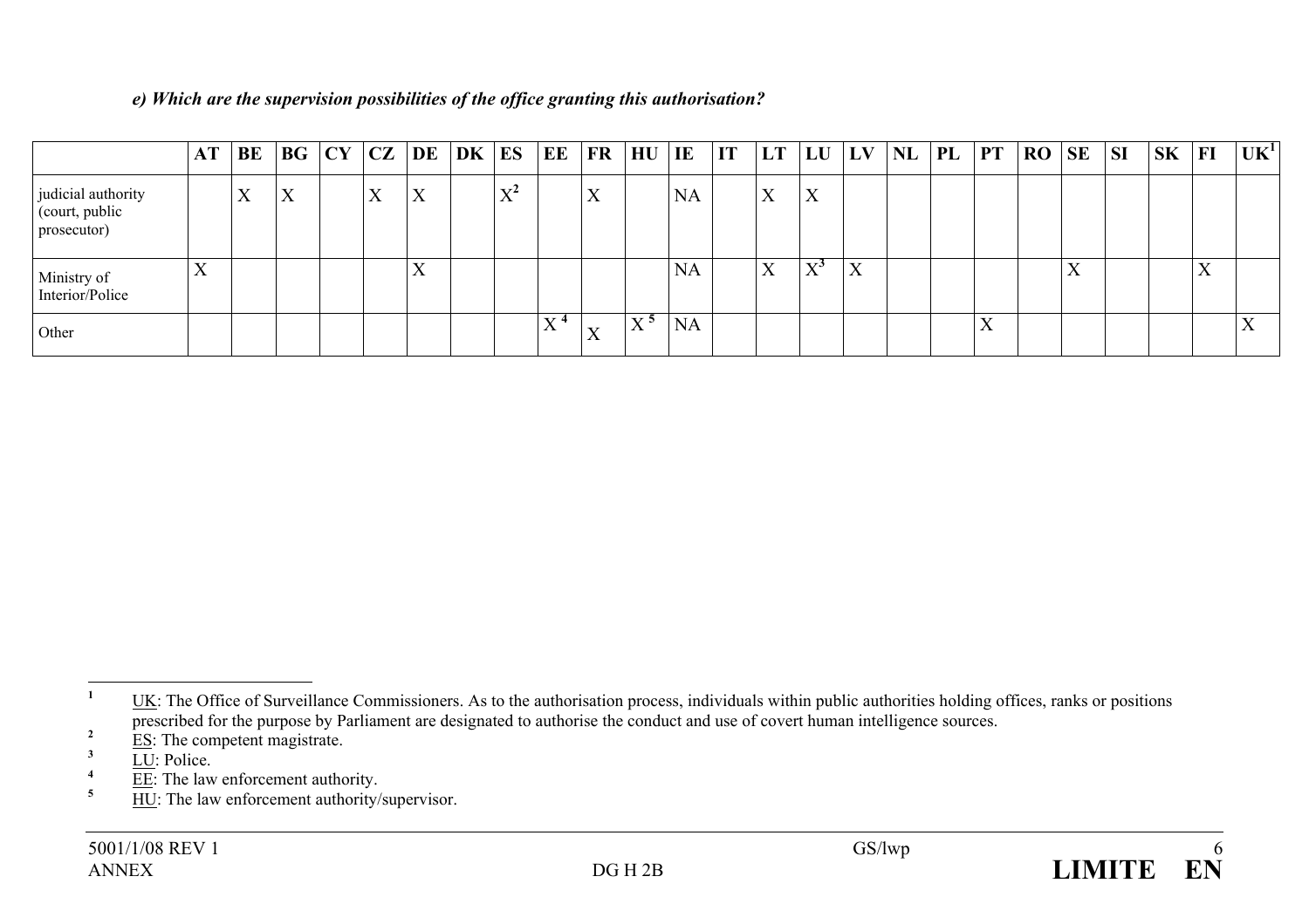*e) Which are the supervision possibilities of the office granting this authorisation?*

| | AT | BE | BG | CY | CZ | DE | DK | ES | EE | FR | HU | IE | IT | LT | LU | LV | NL | PL | PT | RO | SE | SI | SK | FI | UK[1] |
|---|---|---|---|---|---|---|---|---|---|---|---|---|---|---|---|---|---|---|---|---|---|---|---|---|---|
| judicial authority (court, public prosecutor) | | X | X | | X | X | | X[2] | | X | | NA | | X | X | | | | | | | | | | |
| Ministry of Interior/Police | X | | | | | X | | | | | | NA | | X | X[3] | X | | | | | X | | | X | |
| Other | | | | | | | | | X [4] | X | X [5] | NA | | | | | | | X | | | | | | X |

[1] UK: The Office of Surveillance Commissioners. As to the authorisation process, individuals within public authorities holding offices, ranks or positions prescribed for the purpose by Parliament are designated to authorise the conduct and use of covert human intelligence sources.

[2] ES: The competent magistrate.

[3] LU: Police.

[4] EE: The law enforcement authority.

[5] HU: The law enforcement authority/supervisor.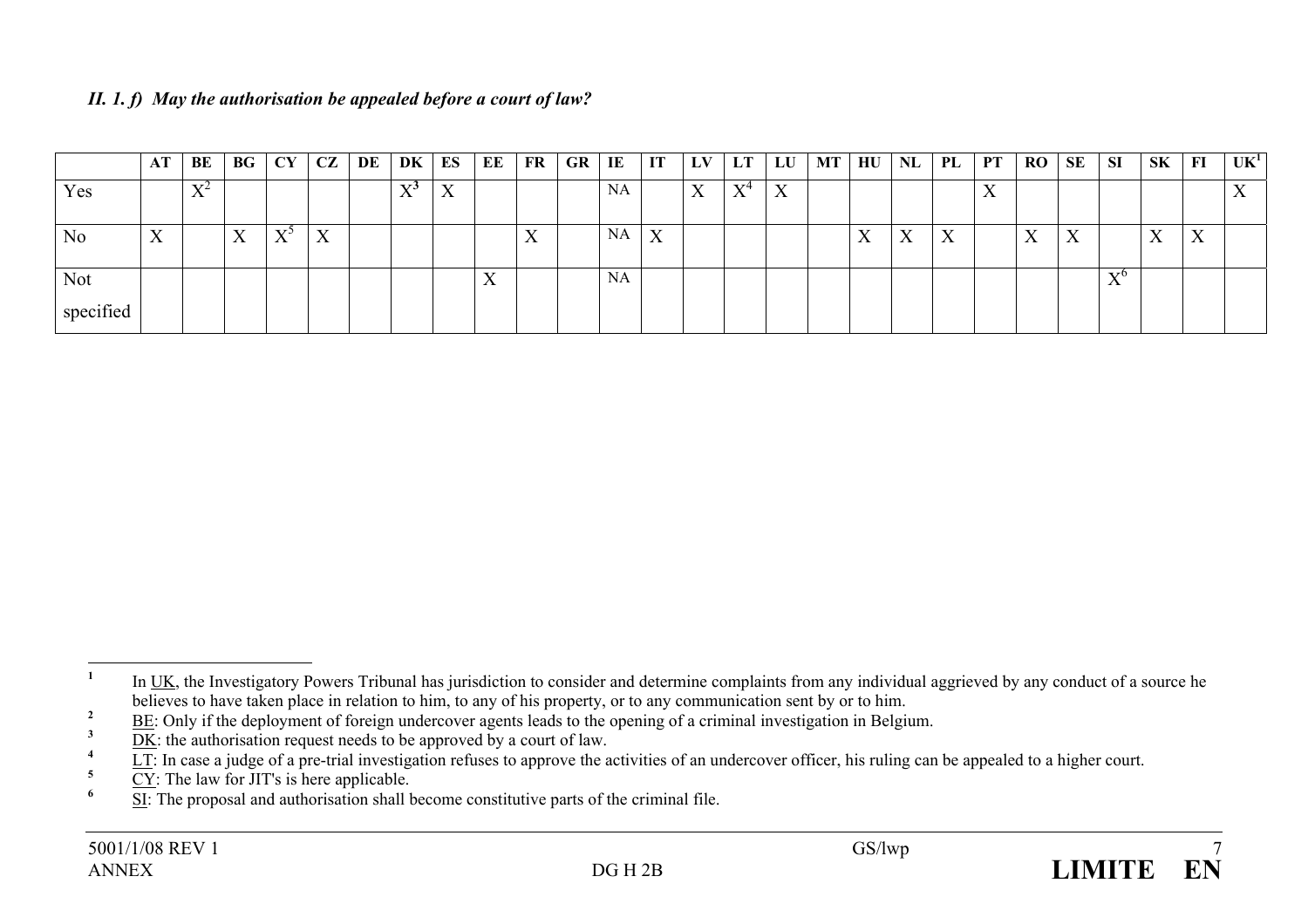### *II. 1. f) May the authorisation be appealed before a court of law?*

| | AT | BE | BG | CY | CZ | DE | DK | ES | EE | FR | GR | IE | IT | LV | LT | LU | MT | HU | NL | PL | PT | RO | SE | SI | SK | FI | UK[1] |
|---|---|---|---|---|---|---|---|---|---|---|---|---|---|---|---|---|---|---|---|---|---|---|---|---|---|---|---|
| Yes | | X[2] | | | | | X[3] | X | | | | NA | | X | X[4] | X | | | | | X | | | | | | X |
| No | X | | X | X[5] | X | | | | | X | | NA | X | | | | | X | X | X | | X | X | | X | X | |
| Not specified | | | | | | | | | X | | | NA | | | | | | | | | | | | X[6] | | | |

[1] In UK, the Investigatory Powers Tribunal has jurisdiction to consider and determine complaints from any individual aggrieved by any conduct of a source he believes to have taken place in relation to him, to any of his property, or to any communication sent by or to him.

[2] BE: Only if the deployment of foreign undercover agents leads to the opening of a criminal investigation in Belgium.

[3] DK: the authorisation request needs to be approved by a court of law.

[4] LT: In case a judge of a pre-trial investigation refuses to approve the activities of an undercover officer, his ruling can be appealed to a higher court.

[5] CY: The law for JIT's is here applicable.

[6] SI: The proposal and authorisation shall become constitutive parts of the criminal file.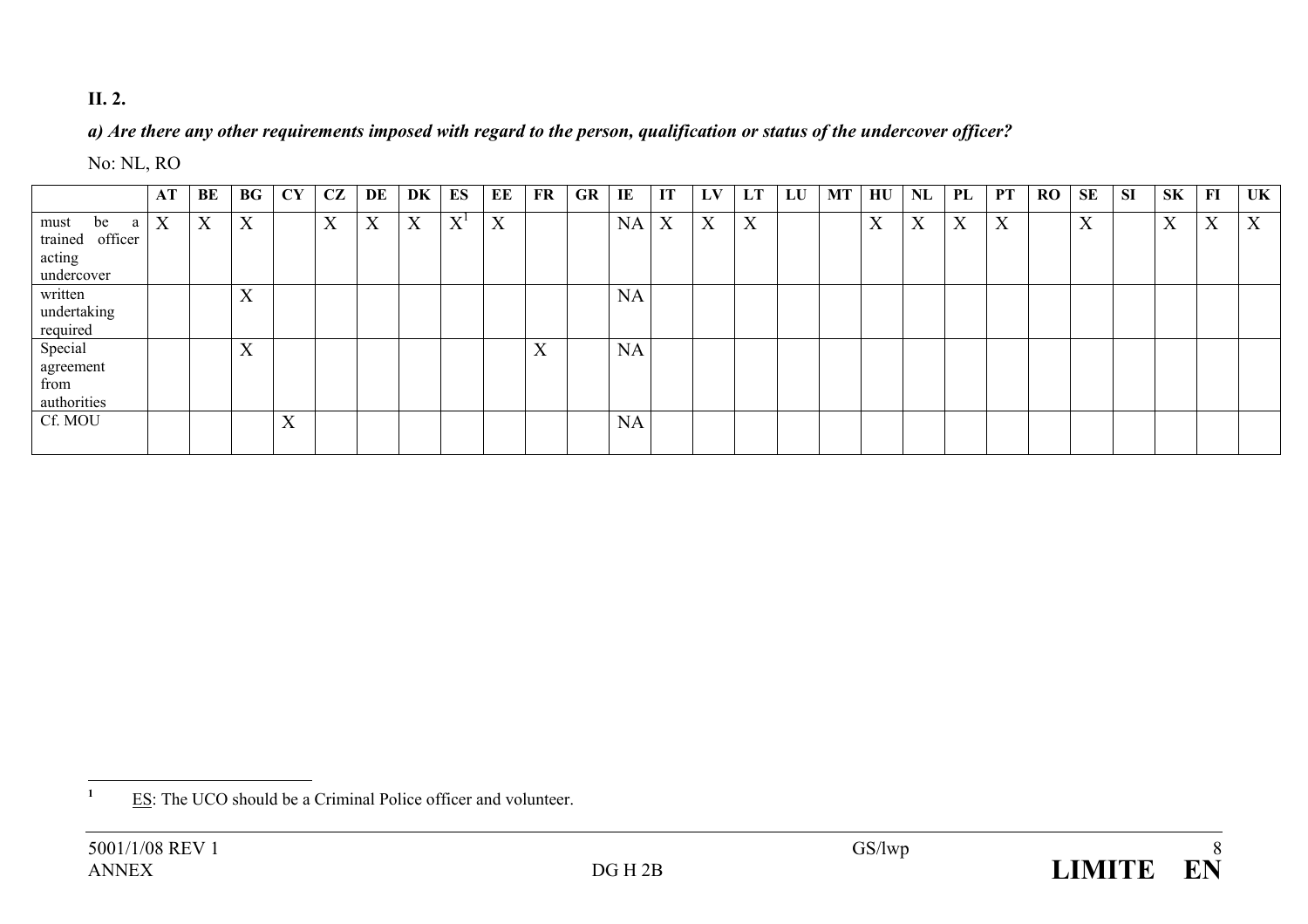**II. 2.**

***a) Are there any other requirements imposed with regard to the person, qualification or status of the undercover officer?***

No: NL, RO

| | AT | BE | BG | CY | CZ | DE | DK | ES | EE | FR | GR | IE | IT | LV | LT | LU | MT | HU | NL | PL | PT | RO | SE | SI | SK | FI | UK |
|---|---|---|---|---|---|---|---|---|---|---|---|---|---|---|---|---|---|---|---|---|---|---|---|---|---|---|---|
| must be a trained officer acting undercover | X | X | X | | X | X | X | X[1] | X | | | NA | X | X | X | | | X | X | X | X | | X | | X | X | X |
| written undertaking required | | | X | | | | | | | | | NA | | | | | | | | | | | | | | | |
| Special agreement from authorities | | | X | | | | | | | X | | NA | | | | | | | | | | | | | | | |
| Cf. MOU | | | | X | | | | | | | | NA | | | | | | | | | | | | | | | |

[1] ES: The UCO should be a Criminal Police officer and volunteer.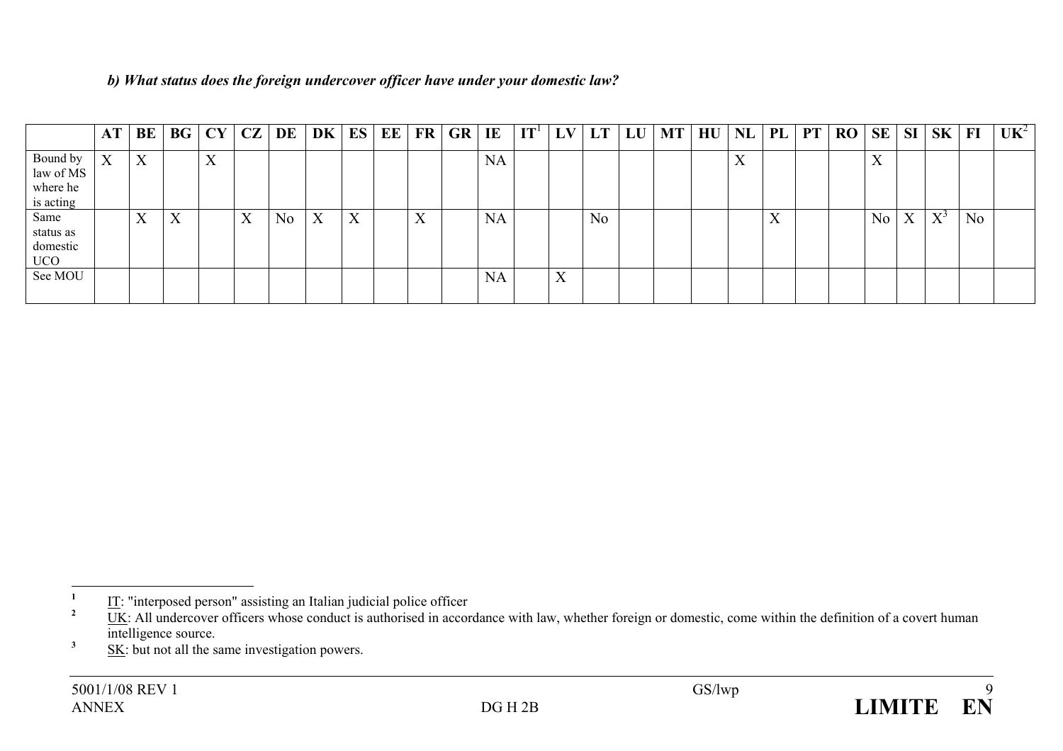*b) What status does the foreign undercover officer have under your domestic law?*

| | AT | BE | BG | CY | CZ | DE | DK | ES | EE | FR | GR | IE | IT[1] | LV | LT | LU | MT | HU | NL | PL | PT | RO | SE | SI | SK | FI | UK[2] |
|---|---|---|---|---|---|---|---|---|---|---|---|---|---|---|---|---|---|---|---|---|---|---|---|---|---|---|---|
| Bound by law of MS where he is acting | X | X | | X | | | | | | | | NA | | | | | | | X | | | | X | | | | |
| Same status as domestic UCO | | X | X | | X | No | X | X | | X | | NA | | | No | | | | | X | | | No | X | X[3] | No | |
| See MOU | | | | | | | | | | | | NA | | X | | | | | | | | | | | | | |

[1] IT: "interposed person" assisting an Italian judicial police officer

[2] UK: All undercover officers whose conduct is authorised in accordance with law, whether foreign or domestic, come within the definition of a covert human intelligence source.

[3] SK: but not all the same investigation powers.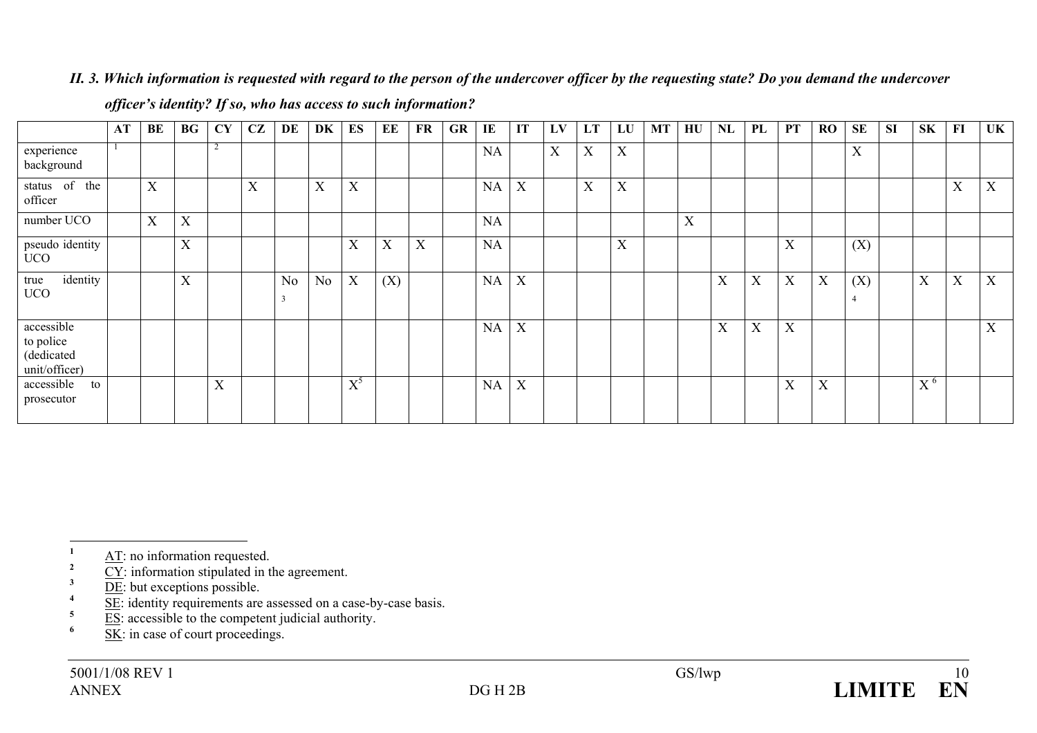***II. 3. Which information is requested with regard to the person of the undercover officer by the requesting state? Do you demand the undercover officer's identity? If so, who has access to such information?***

| | AT | BE | BG | CY | CZ | DE | DK | ES | EE | FR | GR | IE | IT | LV | LT | LU | MT | HU | NL | PL | PT | RO | SE | SI | SK | FI | UK |
|---|---|---|---|---|---|---|---|---|---|---|---|---|---|---|---|---|---|---|---|---|---|---|---|---|---|---|---|
| experience background | [1] | | | [2] | | | | | | | | NA | | X | X | X | | | | | | | X | | | | |
| status of the officer | | X | | | X | | X | X | | | | NA | X | | X | X | | | | | | | | | | X | X |
| number UCO | | X | X | | | | | | | | | NA | | | | | | X | | | | | | | | | |
| pseudo identity UCO | | | X | | | | | X | X | X | | NA | | | | X | | | | | X | | (X) | | | | |
| true identity UCO | | | X | | | No [3] | No | X | (X) | | | NA | X | | | | | | X | X | X | X | (X) [4] | | X | X | X |
| accessible to police (dedicated unit/officer) | | | | | | | | | | | | NA | X | | | | | | X | X | X | | | | | | X |
| accessible to prosecutor | | | | X | | | | X [5] | | | | NA | X | | | | | | | | X | X | | | X [6] | | |

---

[1] AT: no information requested.
[2] CY: information stipulated in the agreement.
[3] DE: but exceptions possible.
[4] SE: identity requirements are assessed on a case-by-case basis.
[5] ES: accessible to the competent judicial authority.
[6] SK: in case of court proceedings.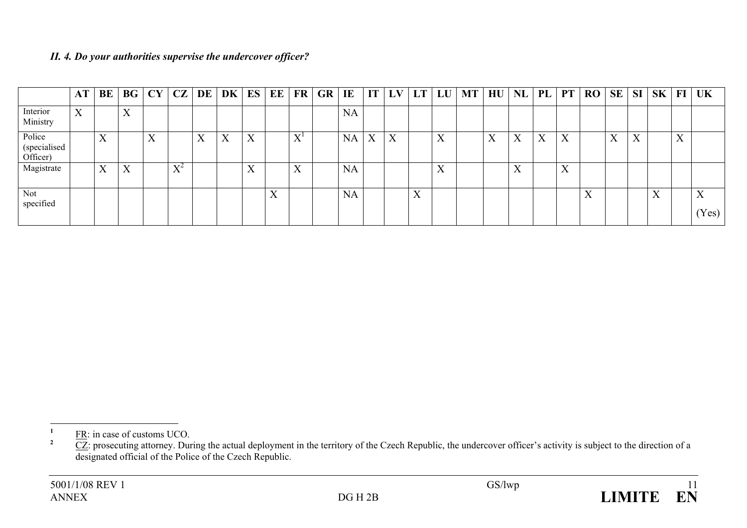***II. 4. Do your authorities supervise the undercover officer?***

| | AT | BE | BG | CY | CZ | DE | DK | ES | EE | FR | GR | IE | IT | LV | LT | LU | MT | HU | NL | PL | PT | RO | SE | SI | SK | FI | UK |
|---|---|---|---|---|---|---|---|---|---|---|---|---|---|---|---|---|---|---|---|---|---|---|---|---|---|---|---|
| Interior Ministry | X | | X | | | | | | | | | NA | | | | | | | | | | | | | | | |
| Police (specialised Officer) | | X | | X | | X | X | X | | X[1] | | NA | X | X | | X | | X | X | X | X | | X | X | | X | |
| Magistrate | | X | X | | X[2] | | | X | | X | | NA | | | | X | | | X | | X | | | | | | |
| Not specified | | | | | | | | | X | | | NA | | | X | | | | | | | X | | | X | | X (Yes) |

[1] FR: in case of customs UCO.

[2] CZ: prosecuting attorney. During the actual deployment in the territory of the Czech Republic, the undercover officer's activity is subject to the direction of a designated official of the Police of the Czech Republic.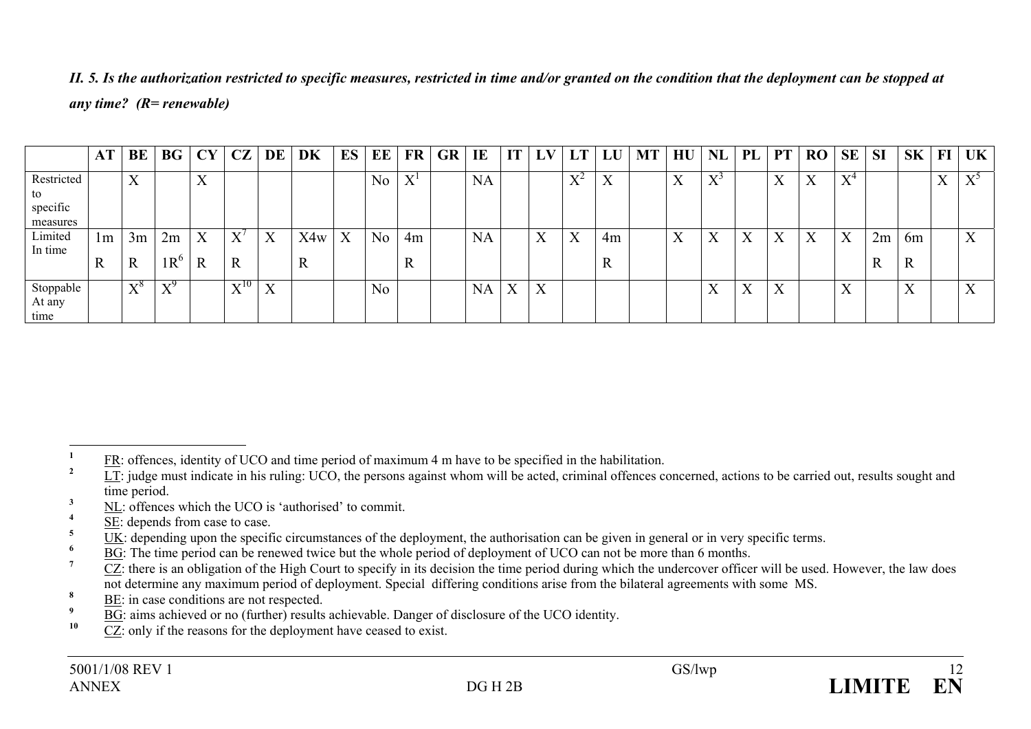***II. 5. Is the authorization restricted to specific measures, restricted in time and/or granted on the condition that the deployment can be stopped at any time? (R= renewable)***

| | AT | BE | BG | CY | CZ | DE | DK | ES | EE | FR | GR | IE | IT | LV | LT | LU | MT | HU | NL | PL | PT | RO | SE | SI | SK | FI | UK |
|---|---|---|---|---|---|---|---|---|---|---|---|---|---|---|---|---|---|---|---|---|---|---|---|---|---|---|---|
| Restricted to specific measures | | X | | X | | | | | No | X[1] | | NA | | | X[2] | X | | X | X[3] | | X | X | X[4] | | | X | X[5] |
| Limited In time | 1m R | 3m R | 2m 1R[6] | X R | X[7] R | X | X4w R | X | No | 4m R | | NA | | X | X | 4m R | | X | X | X | X | X | X | 2m R | 6m R | | X |
| Stoppable At any time | | X[8] | X[9] | | X[10] | X | | | No | | | NA | X | X | | | | | X | X | X | | X | | X | | X |

---

[1] FR: offences, identity of UCO and time period of maximum 4 m have to be specified in the habilitation.

[2] LT: judge must indicate in his ruling: UCO, the persons against whom will be acted, criminal offences concerned, actions to be carried out, results sought and time period.

[3] NL: offences which the UCO is 'authorised' to commit.

[4] SE: depends from case to case.

[5] UK: depending upon the specific circumstances of the deployment, the authorisation can be given in general or in very specific terms.

[6] BG: The time period can be renewed twice but the whole period of deployment of UCO can not be more than 6 months.

[7] CZ: there is an obligation of the High Court to specify in its decision the time period during which the undercover officer will be used. However, the law does not determine any maximum period of deployment. Special differing conditions arise from the bilateral agreements with some MS.

[8] BE: in case conditions are not respected.

[9] BG: aims achieved or no (further) results achievable. Danger of disclosure of the UCO identity.

[10] CZ: only if the reasons for the deployment have ceased to exist.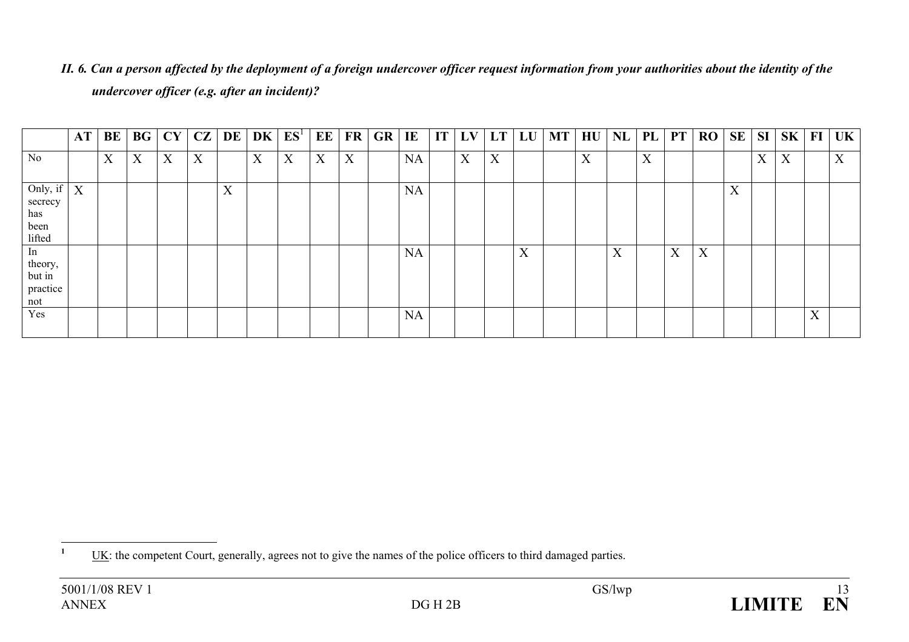*II. 6. Can a person affected by the deployment of a foreign undercover officer request information from your authorities about the identity of the undercover officer (e.g. after an incident)?*

| | AT | BE | BG | CY | CZ | DE | DK | ES[1] | EE | FR | GR | IE | IT | LV | LT | LU | MT | HU | NL | PL | PT | RO | SE | SI | SK | FI | UK |
|---|---|---|---|---|---|---|---|---|---|---|---|---|---|---|---|---|---|---|---|---|---|---|---|---|---|---|---|
| No | | X | X | X | X | | X | X | X | X | | NA | | X | X | | | X | | X | | | | X | X | | X |
| Only, if secrecy has been lifted | X | | | | | X | | | | | | NA | | | | | | | | | | | X | | | | |
| In theory, but in practice not | | | | | | | | | | | | NA | | | | X | | | X | | X | X | | | | | |
| Yes | | | | | | | | | | | | NA | | | | | | | | | | | | | | X | |

[1] UK: the competent Court, generally, agrees not to give the names of the police officers to third damaged parties.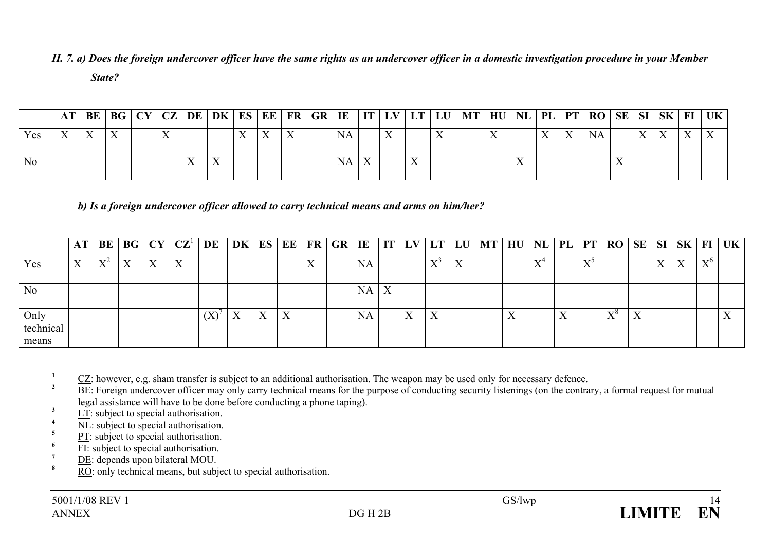*II. 7. a) Does the foreign undercover officer have the same rights as an undercover officer in a domestic investigation procedure in your Member State?*

| | AT | BE | BG | CY | CZ | DE | DK | ES | EE | FR | GR | IE | IT | LV | LT | LU | MT | HU | NL | PL | PT | RO | SE | SI | SK | FI | UK |
|---|---|---|---|---|---|---|---|---|---|---|---|---|---|---|---|---|---|---|---|---|---|---|---|---|---|---|---|
| Yes | X | X | X | | X | | | X | X | X | | NA | | X | | X | | X | | X | X | NA | | X | X | X | X |
| No | | | | | | X | X | | | | | NA | X | | X | | | | X | | | | X | | | | |

*b) Is a foreign undercover officer allowed to carry technical means and arms on him/her?*

| | AT | BE | BG | CY | CZ[1] | DE | DK | ES | EE | FR | GR | IE | IT | LV | LT | LU | MT | HU | NL | PL | PT | RO | SE | SI | SK | FI | UK |
|---|---|---|---|---|---|---|---|---|---|---|---|---|---|---|---|---|---|---|---|---|---|---|---|---|---|---|---|
| Yes | X | X[2] | X | X | X | | | | | X | | NA | | | X[3] | X | | | X[4] | | X[5] | | | X | X | X[6] | |
| No | | | | | | | | | | | | NA | X | | | | | | | | | | | | | | |
| Only technical means | | | | | | (X)[7] | X | X | X | | | NA | | X | X | | | X | | X | | X[8] | X | | | | X |

[1] CZ: however, e.g. sham transfer is subject to an additional authorisation. The weapon may be used only for necessary defence.

[2] BE: Foreign undercover officer may only carry technical means for the purpose of conducting security listenings (on the contrary, a formal request for mutual legal assistance will have to be done before conducting a phone taping).

[3] LT: subject to special authorisation.

[4] NL: subject to special authorisation.

[5] PT: subject to special authorisation.

[6] FI: subject to special authorisation.

[7] DE: depends upon bilateral MOU.

[8] RO: only technical means, but subject to special authorisation.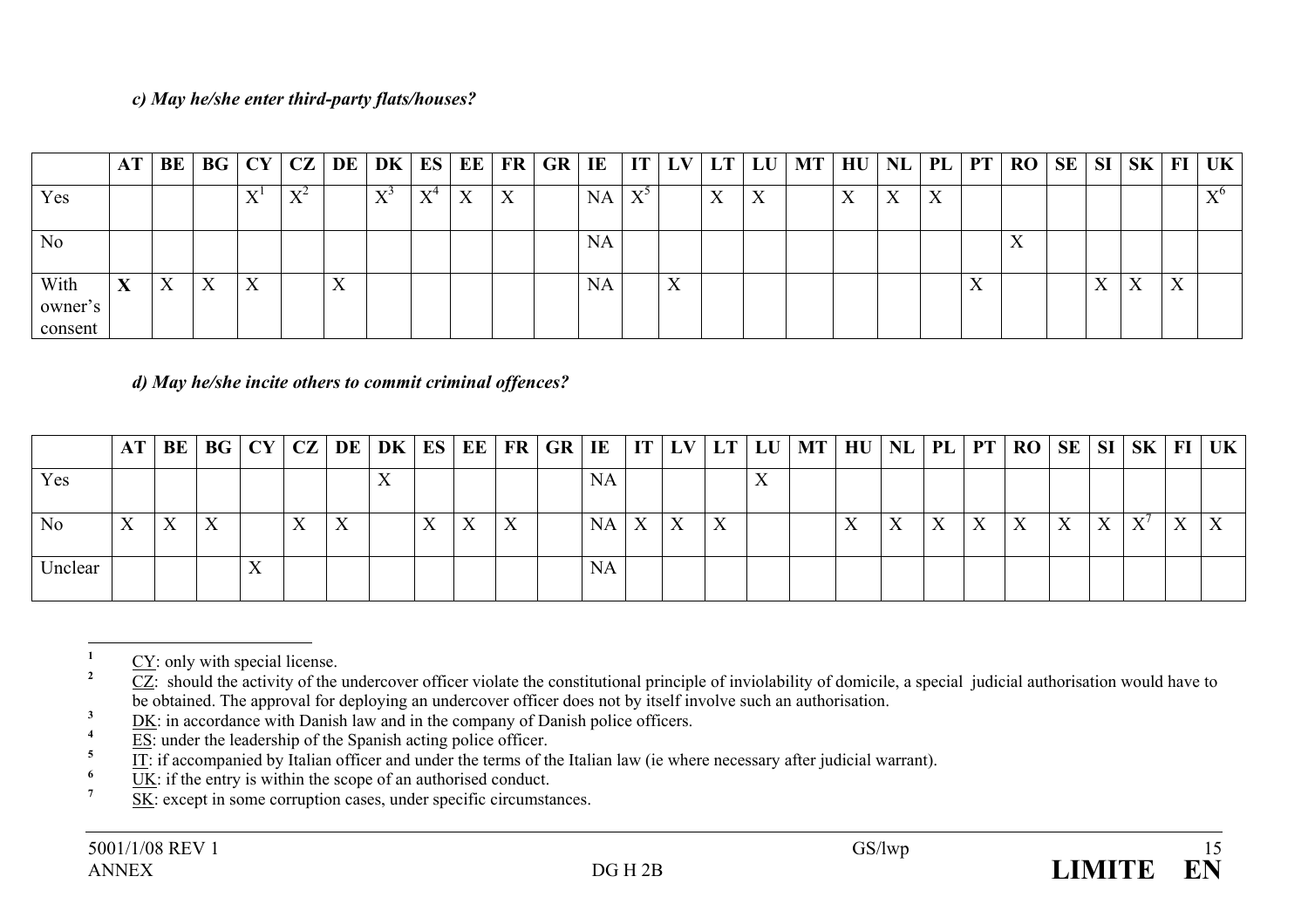*c) May he/she enter third-party flats/houses?*

| | AT | BE | BG | CY | CZ | DE | DK | ES | EE | FR | GR | IE | IT | LV | LT | LU | MT | HU | NL | PL | PT | RO | SE | SI | SK | FI | UK |
|---|---|---|---|---|---|---|---|---|---|---|---|---|---|---|---|---|---|---|---|---|---|---|---|---|---|---|---|
| Yes | | | | X[1] | X[2] | | X[3] | X[4] | X | X | | NA | X[5] | | X | X | | X | X | X | | | | | | | X[6] |
| No | | | | | | | | | | | | NA | | | | | | | | | | X | | | | | |
| With owner's consent | **X** | X | X | X | | X | | | | | | NA | | X | | | | | | | X | | | X | X | X | |

*d) May he/she incite others to commit criminal offences?*

| | AT | BE | BG | CY | CZ | DE | DK | ES | EE | FR | GR | IE | IT | LV | LT | LU | MT | HU | NL | PL | PT | RO | SE | SI | SK | FI | UK |
|---|---|---|---|---|---|---|---|---|---|---|---|---|---|---|---|---|---|---|---|---|---|---|---|---|---|---|---|
| Yes | | | | | | | X | | | | | NA | | | | X | | | | | | | | | | | |
| No | X | X | X | | X | X | | X | X | X | | NA | X | X | X | | | X | X | X | X | X | X | X | X[7] | X | X |
| Unclear | | | | X | | | | | | | | NA | | | | | | | | | | | | | | | |

[1] CY: only with special license.

[2] CZ: should the activity of the undercover officer violate the constitutional principle of inviolability of domicile, a special judicial authorisation would have to be obtained. The approval for deploying an undercover officer does not by itself involve such an authorisation.

[3] DK: in accordance with Danish law and in the company of Danish police officers.

[4] ES: under the leadership of the Spanish acting police officer.

[5] IT: if accompanied by Italian officer and under the terms of the Italian law (ie where necessary after judicial warrant).

[6] UK: if the entry is within the scope of an authorised conduct.

[7] SK: except in some corruption cases, under specific circumstances.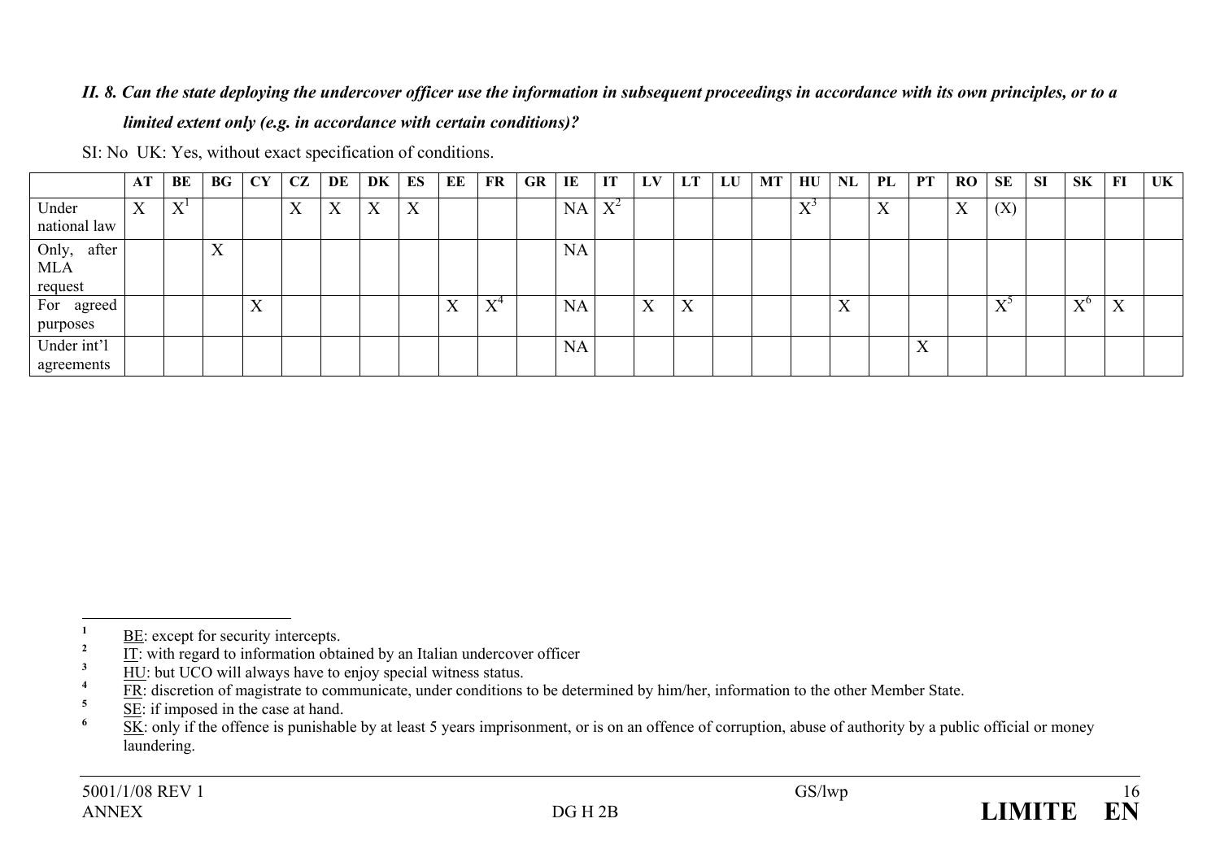***II. 8. Can the state deploying the undercover officer use the information in subsequent proceedings in accordance with its own principles, or to a limited extent only (e.g. in accordance with certain conditions)?***

SI: No UK: Yes, without exact specification of conditions.

| | AT | BE | BG | CY | CZ | DE | DK | ES | EE | FR | GR | IE | IT | LV | LT | LU | MT | HU | NL | PL | PT | RO | SE | SI | SK | FI | UK |
|---|---|---|---|---|---|---|---|---|---|---|---|---|---|---|---|---|---|---|---|---|---|---|---|---|---|---|---|
| Under national law | X | X[1] | | | X | X | X | X | | | | NA | X[2] | | | | | X[3] | | X | | X | (X) | | | | |
| Only, after MLA request | | | X | | | | | | | | | NA | | | | | | | | | | | | | | | |
| For agreed purposes | | | | X | | | | | X | X[4] | | NA | | X | X | | | | X | | | | X[5] | | X[6] | X | |
| Under int'l agreements | | | | | | | | | | | | NA | | | | | | | | | X | | | | | | |

[1] BE: except for security intercepts.

[2] IT: with regard to information obtained by an Italian undercover officer

[3] HU: but UCO will always have to enjoy special witness status.

[4] FR: discretion of magistrate to communicate, under conditions to be determined by him/her, information to the other Member State.

[5] SE: if imposed in the case at hand.

[6] SK: only if the offence is punishable by at least 5 years imprisonment, or is on an offence of corruption, abuse of authority by a public official or money laundering.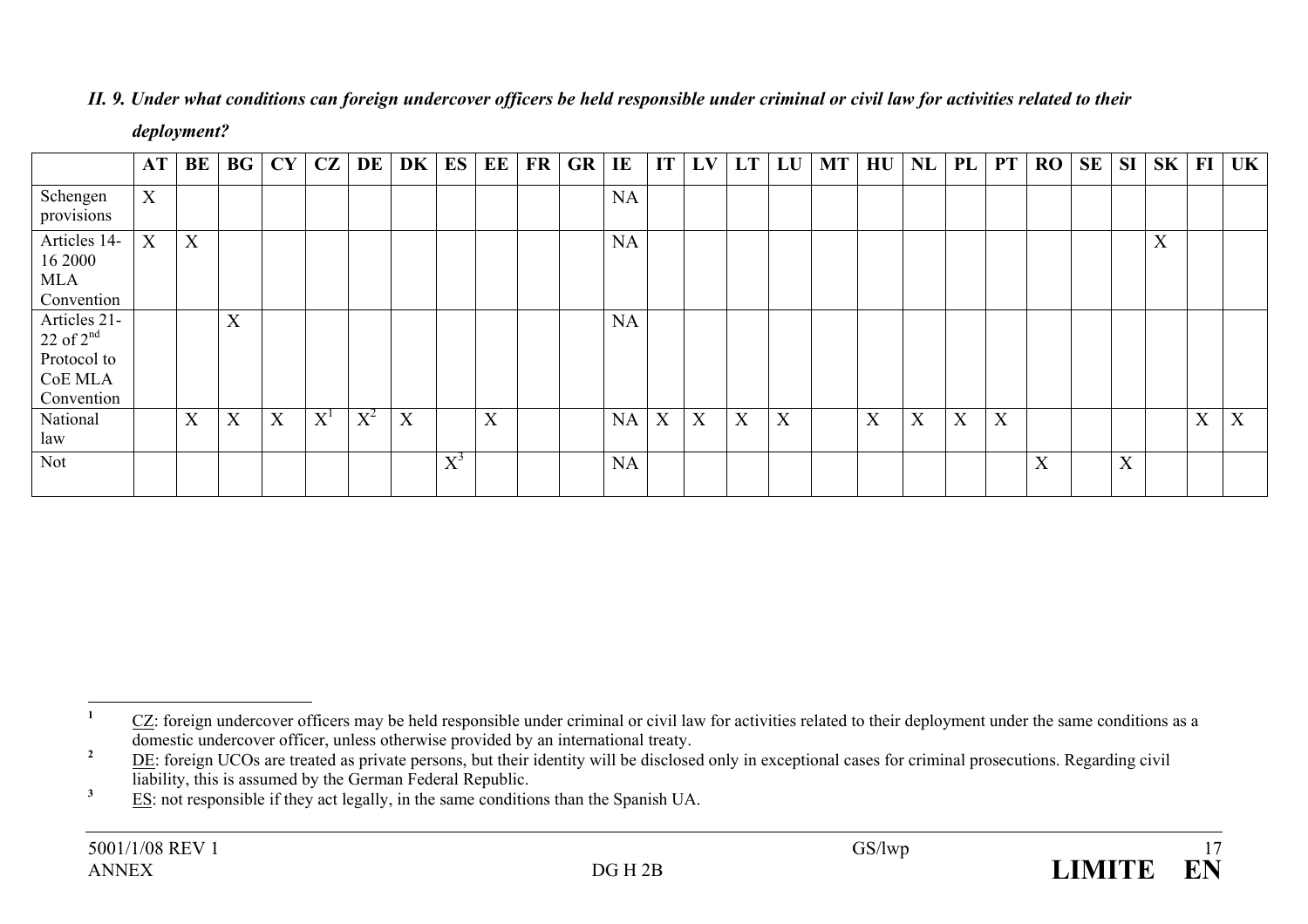***II. 9. Under what conditions can foreign undercover officers be held responsible under criminal or civil law for activities related to their deployment?***

| | AT | BE | BG | CY | CZ | DE | DK | ES | EE | FR | GR | IE | IT | LV | LT | LU | MT | HU | NL | PL | PT | RO | SE | SI | SK | FI | UK |
|---|---|---|---|---|---|---|---|---|---|---|---|---|---|---|---|---|---|---|---|---|---|---|---|---|---|---|---|
| Schengen provisions | X | | | | | | | | | | | NA | | | | | | | | | | | | | | | |
| Articles 14-16 2000 MLA Convention | X | X | | | | | | | | | | NA | | | | | | | | | | | | | X | | |
| Articles 21-22 of 2nd Protocol to CoE MLA Convention | | | X | | | | | | | | | NA | | | | | | | | | | | | | | | |
| National law | | X | X | X | X[1] | X[2] | X | | X | | | NA | X | X | X | X | | X | X | X | X | | | | | X | X |
| Not | | | | | | | | X[3] | | | | NA | | | | | | | | | | X | | X | | | |

---

[1] CZ: foreign undercover officers may be held responsible under criminal or civil law for activities related to their deployment under the same conditions as a domestic undercover officer, unless otherwise provided by an international treaty.

[2] DE: foreign UCOs are treated as private persons, but their identity will be disclosed only in exceptional cases for criminal prosecutions. Regarding civil liability, this is assumed by the German Federal Republic.

[3] ES: not responsible if they act legally, in the same conditions than the Spanish UA.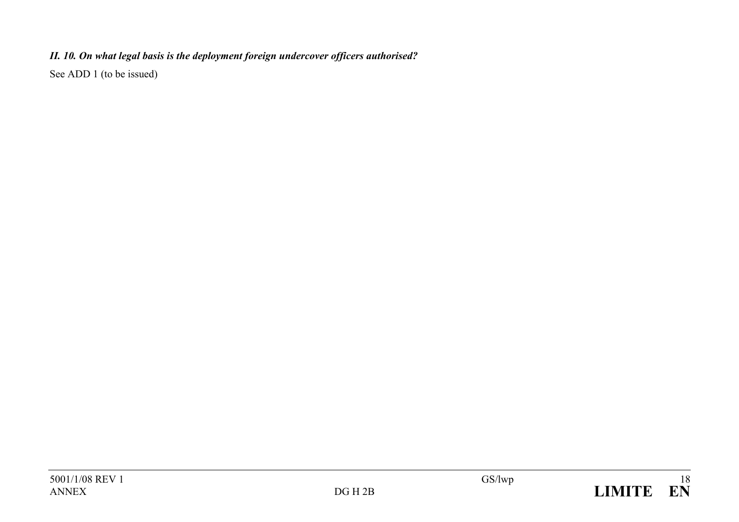***II. 10. On what legal basis is the deployment foreign undercover officers authorised?***

See ADD 1 (to be issued)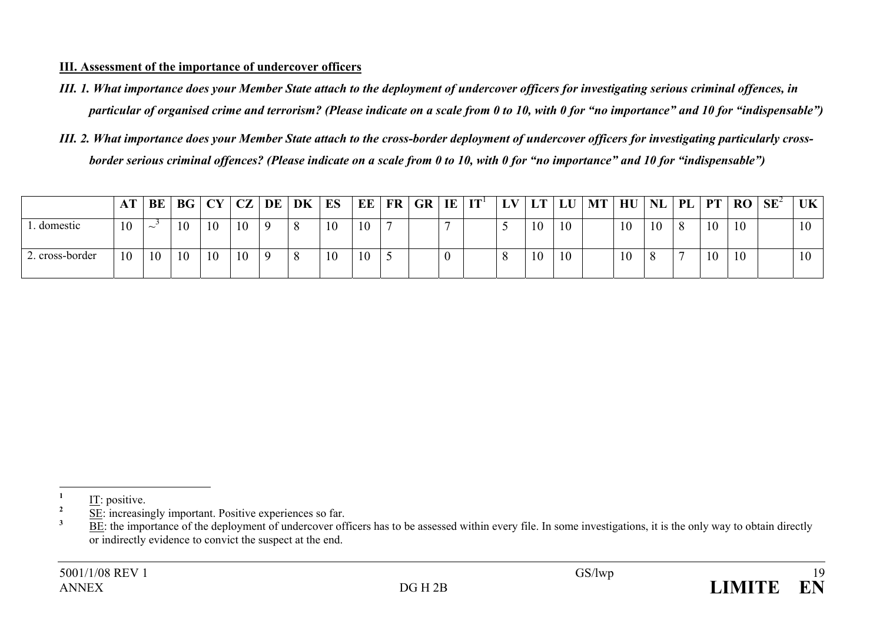**III. Assessment of the importance of undercover officers**

*III. 1. What importance does your Member State attach to the deployment of undercover officers for investigating serious criminal offences, in particular of organised crime and terrorism? (Please indicate on a scale from 0 to 10, with 0 for "no importance" and 10 for "indispensable")*

*III. 2. What importance does your Member State attach to the cross-border deployment of undercover officers for investigating particularly cross-border serious criminal offences? (Please indicate on a scale from 0 to 10, with 0 for "no importance" and 10 for "indispensable")*

| | AT | BE | BG | CY | CZ | DE | DK | ES | EE | FR | GR | IE | IT[1] | LV | LT | LU | MT | HU | NL | PL | PT | RO | SE[2] | UK |
|---|---|---|---|---|---|---|---|---|---|---|---|---|---|---|---|---|---|---|---|---|---|---|---|---|
| 1. domestic | 10 | ~[3] | 10 | 10 | 10 | 9 | 8 | 10 | 10 | 7 | | 7 | | 5 | 10 | 10 | | 10 | 10 | 8 | 10 | 10 | | 10 |
| 2. cross-border | 10 | 10 | 10 | 10 | 10 | 9 | 8 | 10 | 10 | 5 | | 0 | | 8 | 10 | 10 | | 10 | 8 | 7 | 10 | 10 | | 10 |

[1] IT: positive.

[2] SE: increasingly important. Positive experiences so far.

[3] BE: the importance of the deployment of undercover officers has to be assessed within every file. In some investigations, it is the only way to obtain directly or indirectly evidence to convict the suspect at the end.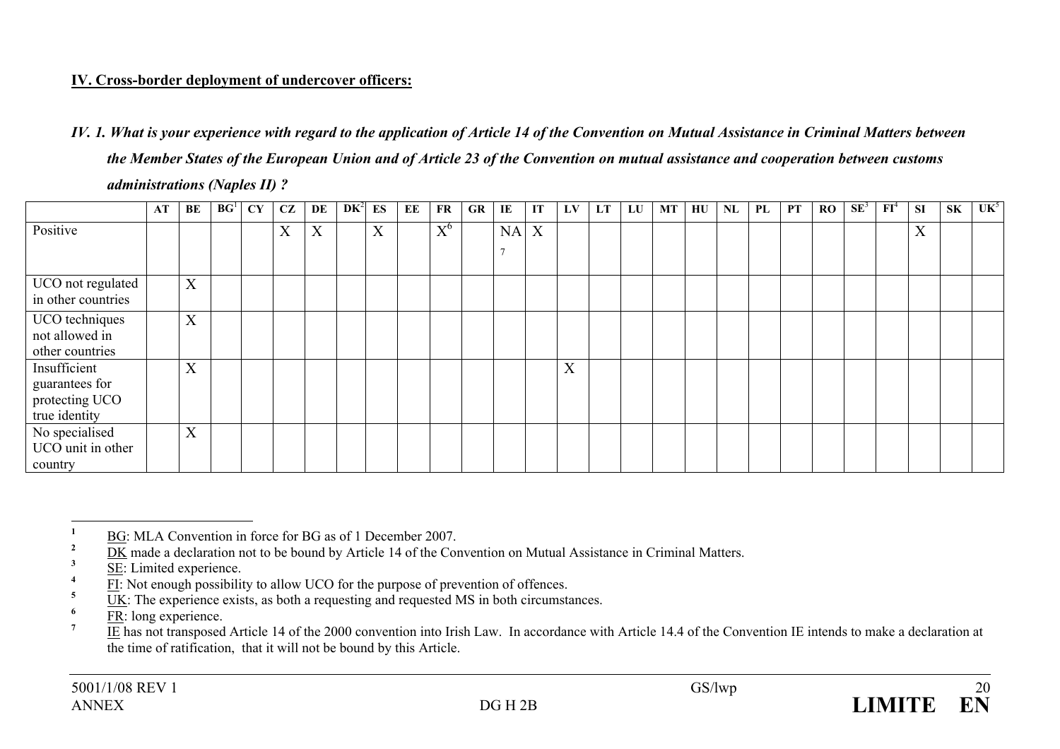**IV. Cross-border deployment of undercover officers:**

***IV. 1. What is your experience with regard to the application of Article 14 of the Convention on Mutual Assistance in Criminal Matters between the Member States of the European Union and of Article 23 of the Convention on mutual assistance and cooperation between customs administrations (Naples II) ?***

| | AT | BE | BG[1] | CY | CZ | DE | DK[2] | ES | EE | FR | GR | IE | IT | LV | LT | LU | MT | HU | NL | PL | PT | RO | SE[3] | FI[4] | SI | SK | UK[5] |
|---|---|---|---|---|---|---|---|---|---|---|---|---|---|---|---|---|---|---|---|---|---|---|---|---|---|---|---|
| Positive | | | | | X | X | | X | | X[6] | | NA[7] | X | | | | | | | | | | | | X | | |
| UCO not regulated in other countries | | X | | | | | | | | | | | | | | | | | | | | | | | | | |
| UCO techniques not allowed in other countries | | X | | | | | | | | | | | | | | | | | | | | | | | | | |
| Insufficient guarantees for protecting UCO true identity | | X | | | | | | | | | | | | X | | | | | | | | | | | | | |
| No specialised UCO unit in other country | | X | | | | | | | | | | | | | | | | | | | | | | | | | |

[1] BG: MLA Convention in force for BG as of 1 December 2007.

[2] DK made a declaration not to be bound by Article 14 of the Convention on Mutual Assistance in Criminal Matters.

[3] SE: Limited experience.

[4] FI: Not enough possibility to allow UCO for the purpose of prevention of offences.

[5] UK: The experience exists, as both a requesting and requested MS in both circumstances.

[6] FR: long experience.

[7] IE has not transposed Article 14 of the 2000 convention into Irish Law. In accordance with Article 14.4 of the Convention IE intends to make a declaration at the time of ratification, that it will not be bound by this Article.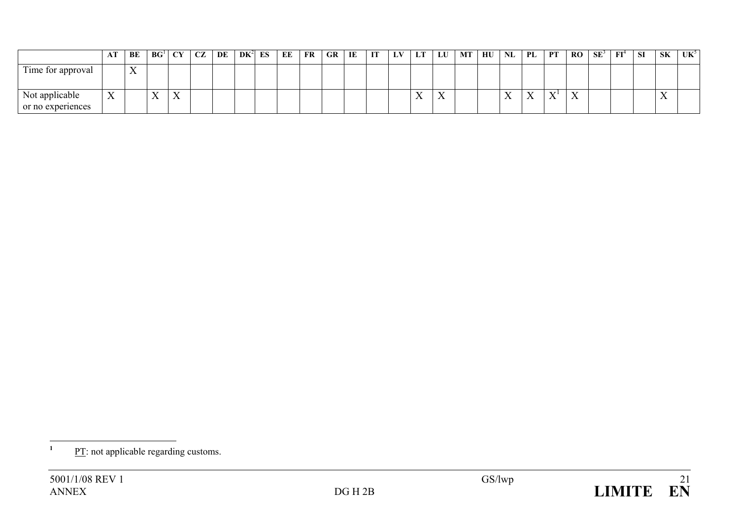| | AT | BE | BG[1] | CY | CZ | DE | DK[2] | ES | EE | FR | GR | IE | IT | LV | LT | LU | MT | HU | NL | PL | PT | RO | SE[3] | FI[4] | SI | SK | UK[5] |
|---|---|---|---|---|---|---|---|---|---|---|---|---|---|---|---|---|---|---|---|---|---|---|---|---|---|---|---|
| Time for approval | | X | | | | | | | | | | | | | | | | | | | | | | | | | |
| Not applicable or no experiences | X | | X | X | | | | | | | | | | | X | X | | | X | X | X[1] | X | | | | X | |

[1] PT: not applicable regarding customs.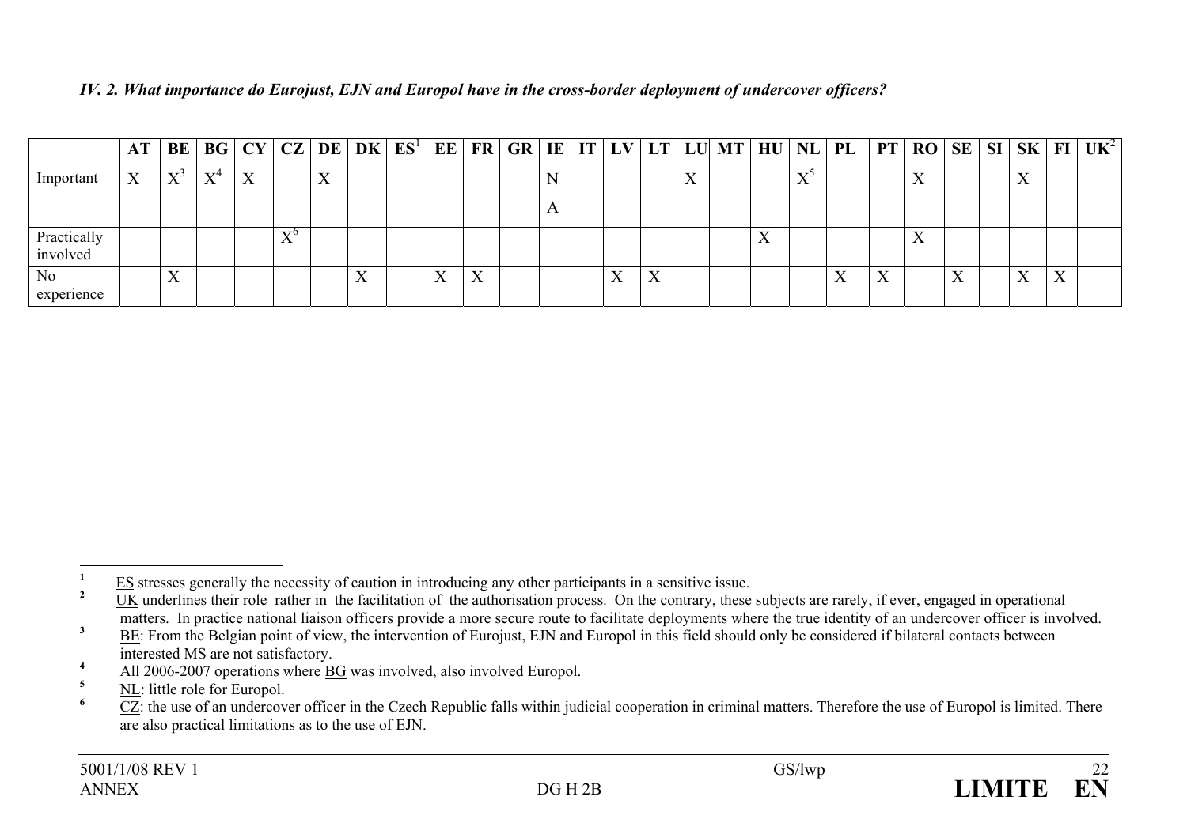*IV. 2. What importance do Eurojust, EJN and Europol have in the cross-border deployment of undercover officers?*

| | AT | BE | BG | CY | CZ | DE | DK | ES[1] | EE | FR | GR | IE | IT | LV | LT | LU | MT | HU | NL | PL | PT | RO | SE | SI | SK | FI | UK[2] |
|---|---|---|---|---|---|---|---|---|---|---|---|---|---|---|---|---|---|---|---|---|---|---|---|---|---|---|---|
| Important | X | X[3] | X[4] | X | | X | | | | | | NA | | | | X | | | X[5] | | | X | | | X | | |
| Practically involved | | | | | X[6] | | | | | | | | | | | | | X | | | | X | | | | | |
| No experience | | X | | | | | X | | X | X | | | | X | X | | | | | X | X | | X | | X | X | |

---

[1] ES stresses generally the necessity of caution in introducing any other participants in a sensitive issue.

[2] UK underlines their role rather in the facilitation of the authorisation process. On the contrary, these subjects are rarely, if ever, engaged in operational matters. In practice national liaison officers provide a more secure route to facilitate deployments where the true identity of an undercover officer is involved.

[3] BE: From the Belgian point of view, the intervention of Eurojust, EJN and Europol in this field should only be considered if bilateral contacts between interested MS are not satisfactory.

[4] All 2006-2007 operations where BG was involved, also involved Europol.

[5] NL: little role for Europol.

[6] CZ: the use of an undercover officer in the Czech Republic falls within judicial cooperation in criminal matters. Therefore the use of Europol is limited. There are also practical limitations as to the use of EJN.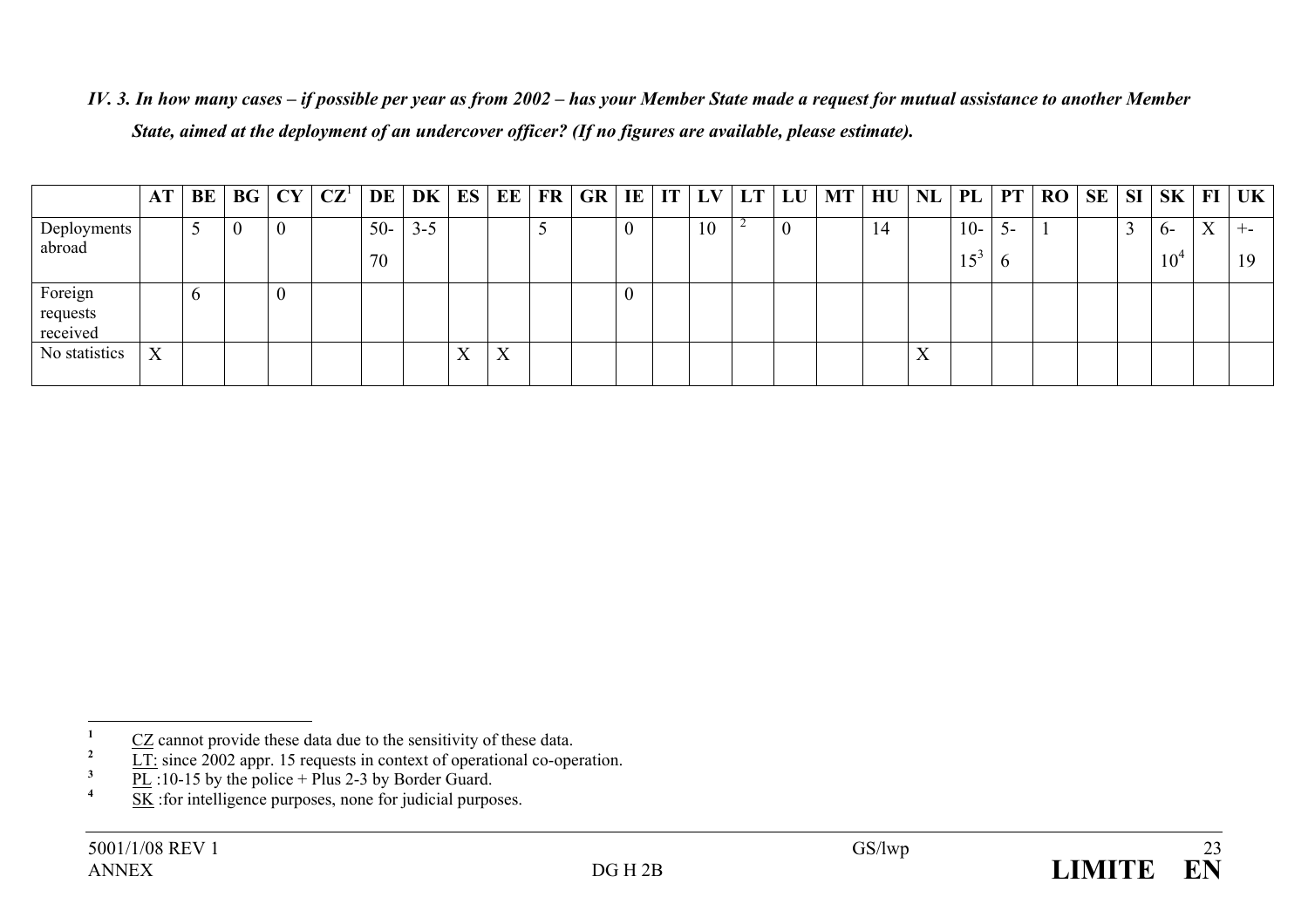*IV. 3. In how many cases – if possible per year as from 2002 – has your Member State made a request for mutual assistance to another Member State, aimed at the deployment of an undercover officer? (If no figures are available, please estimate).*

| | AT | BE | BG | CY | CZ[1] | DE | DK | ES | EE | FR | GR | IE | IT | LV | LT | LU | MT | HU | NL | PL | PT | RO | SE | SI | SK | FI | UK |
|---|---|---|---|---|---|---|---|---|---|---|---|---|---|---|---|---|---|---|---|---|---|---|---|---|---|---|---|
| Deployments abroad | | 5 | 0 | 0 | | 50-70 | 3-5 | | | 5 | | 0 | | 10 | [2] | 0 | | 14 | | 10-15[3] | 5-6 | 1 | | 3 | 6-10[4] | X | +-19 |
| Foreign requests received | | 6 | | 0 | | | | | | | | 0 | | | | | | | | | | | | | | | |
| No statistics | X | | | | | | | X | X | | | | | | | | | | X | | | | | | | | |

[1] CZ cannot provide these data due to the sensitivity of these data.
[2] LT: since 2002 appr. 15 requests in context of operational co-operation.
[3] PL :10-15 by the police + Plus 2-3 by Border Guard.
[4] SK :for intelligence purposes, none for judicial purposes.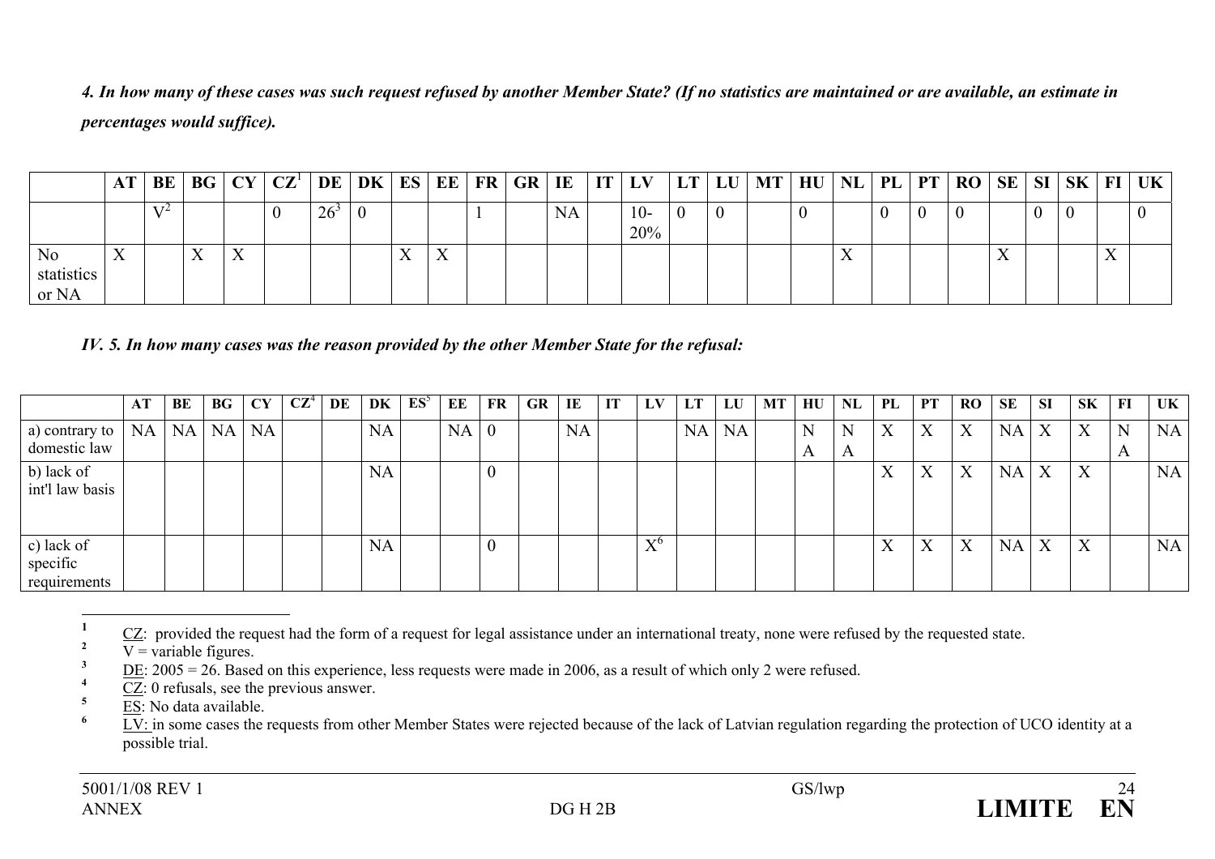*4. In how many of these cases was such request refused by another Member State? (If no statistics are maintained or are available, an estimate in percentages would suffice).*

| | AT | BE | BG | CY | CZ[1] | DE | DK | ES | EE | FR | GR | IE | IT | LV | LT | LU | MT | HU | NL | PL | PT | RO | SE | SI | SK | FI | UK |
|---|---|---|---|---|---|---|---|---|---|---|---|---|---|---|---|---|---|---|---|---|---|---|---|---|---|---|---|
| | | V[2] | | | 0 | 26[3] | 0 | | | 1 | | NA | | 10-20% | 0 | 0 | | 0 | | 0 | 0 | 0 | | 0 | 0 | | 0 |
| No statistics or NA | X | | X | X | | | | X | X | | | | | | | | | | X | | | | X | | | X | |

*IV. 5. In how many cases was the reason provided by the other Member State for the refusal:*

| | AT | BE | BG | CY | CZ[4] | DE | DK | ES[5] | EE | FR | GR | IE | IT | LV | LT | LU | MT | HU | NL | PL | PT | RO | SE | SI | SK | FI | UK |
|---|---|---|---|---|---|---|---|---|---|---|---|---|---|---|---|---|---|---|---|---|---|---|---|---|---|---|---|
| a) contrary to domestic law | NA | NA | NA | NA | | | NA | | NA | 0 | | NA | | | NA | NA | | NA | NA | X | X | X | NA | X | X | NA | NA |
| b) lack of int'l law basis | | | | | | | NA | | | 0 | | | | | | | | | | X | X | X | NA | X | X | | NA |
| c) lack of specific requirements | | | | | | | NA | | | 0 | | | | X[6] | | | | | | X | X | X | NA | X | X | | NA |

[1] CZ: provided the request had the form of a request for legal assistance under an international treaty, none were refused by the requested state.

[2] V = variable figures.

[3] DE: 2005 = 26. Based on this experience, less requests were made in 2006, as a result of which only 2 were refused.

[4] CZ: 0 refusals, see the previous answer.

[5] ES: No data available.

[6] LV: in some cases the requests from other Member States were rejected because of the lack of Latvian regulation regarding the protection of UCO identity at a possible trial.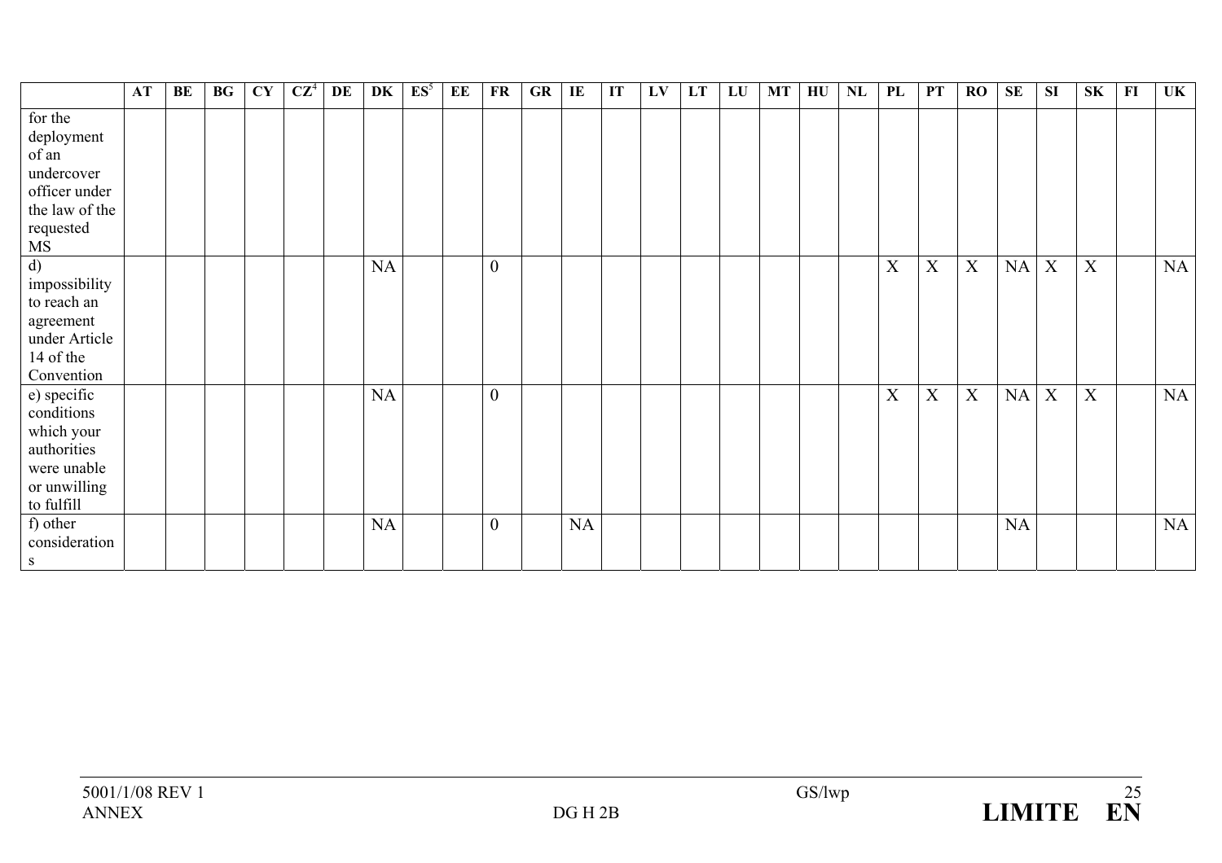| | AT | BE | BG | CY | CZ[4] | DE | DK | ES[5] | EE | FR | GR | IE | IT | LV | LT | LU | MT | HU | NL | PL | PT | RO | SE | SI | SK | FI | UK |
|---|---|---|---|---|---|---|---|---|---|---|---|---|---|---|---|---|---|---|---|---|---|---|---|---|---|---|---|
| for the deployment of an undercover officer under the law of the requested MS | | | | | | | | | | | | | | | | | | | | | | | | | | | |
| d) impossibility to reach an agreement under Article 14 of the Convention | | | | | | | NA | | | 0 | | | | | | | | | | X | X | X | NA | X | X | | NA |
| e) specific conditions which your authorities were unable or unwilling to fulfill | | | | | | | NA | | | 0 | | | | | | | | | | X | X | X | NA | X | X | | NA |
| f) other considerations | | | | | | | NA | | | 0 | | NA | | | | | | | | | | | NA | | | | NA |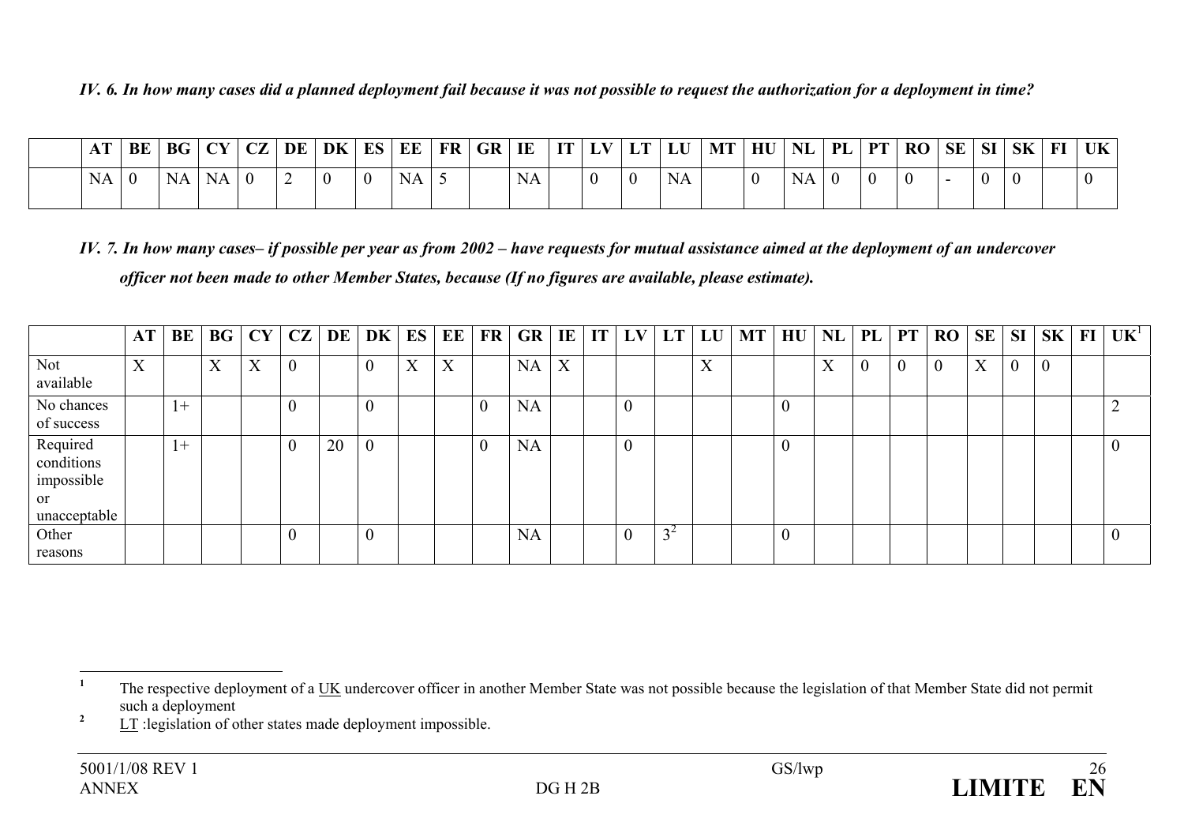*IV. 6. In how many cases did a planned deployment fail because it was not possible to request the authorization for a deployment in time?*

| | AT | BE | BG | CY | CZ | DE | DK | ES | EE | FR | GR | IE | IT | LV | LT | LU | MT | HU | NL | PL | PT | RO | SE | SI | SK | FI | UK |
|---|---|---|---|---|---|---|---|---|---|---|---|---|---|---|---|---|---|---|---|---|---|---|---|---|---|---|---|
| | NA | 0 | NA | NA | 0 | 2 | 0 | 0 | NA | 5 | | NA | | 0 | 0 | NA | | 0 | NA | 0 | 0 | 0 | - | 0 | 0 | | 0 |

*IV. 7. In how many cases– if possible per year as from 2002 – have requests for mutual assistance aimed at the deployment of an undercover officer not been made to other Member States, because (If no figures are available, please estimate).*

| | AT | BE | BG | CY | CZ | DE | DK | ES | EE | FR | GR | IE | IT | LV | LT | LU | MT | HU | NL | PL | PT | RO | SE | SI | SK | FI | UK[1] |
|---|---|---|---|---|---|---|---|---|---|---|---|---|---|---|---|---|---|---|---|---|---|---|---|---|---|---|---|
| Not available | X | | X | X | 0 | | 0 | X | X | | NA | X | | | | X | | | X | 0 | 0 | 0 | X | 0 | 0 | | |
| No chances of success | | 1+ | | | 0 | | 0 | | | 0 | NA | | | 0 | | | | 0 | | | | | | | | | 2 |
| Required conditions impossible or unacceptable | | 1+ | | | 0 | 20 | 0 | | | 0 | NA | | | 0 | | | | 0 | | | | | | | | | 0 |
| Other reasons | | | | | 0 | | 0 | | | | NA | | | 0 | 3[2] | | | 0 | | | | | | | | | 0 |

---

[1] The respective deployment of a UK undercover officer in another Member State was not possible because the legislation of that Member State did not permit such a deployment

[2] LT :legislation of other states made deployment impossible.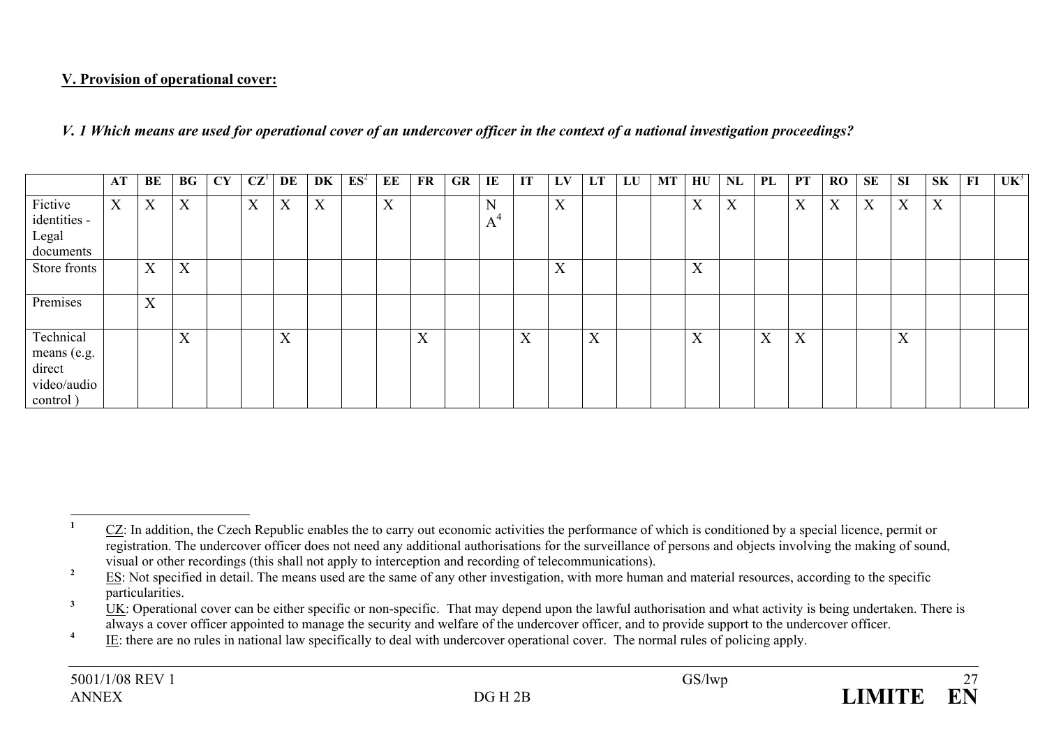**V. Provision of operational cover:**

***V. 1 Which means are used for operational cover of an undercover officer in the context of a national investigation proceedings?***

| | AT | BE | BG | CY | CZ[1] | DE | DK | ES[2] | EE | FR | GR | IE | IT | LV | LT | LU | MT | HU | NL | PL | PT | RO | SE | SI | SK | FI | UK[3] |
|---|---|---|---|---|---|---|---|---|---|---|---|---|---|---|---|---|---|---|---|---|---|---|---|---|---|---|---|
| Fictive identities - Legal documents | X | X | X | | X | X | X | | X | | | NA[4] | | X | | | | X | X | | X | X | X | X | X | | |
| Store fronts | | X | X | | | | | | | | | | | X | | | | X | | | | | | | | | |
| Premises | | X | | | | | | | | | | | | | | | | | | | | | | | | | |
| Technical means (e.g. direct video/audio control ) | | | X | | | X | | | | X | | | X | | X | | | X | | X | X | | | X | | | |

[1] CZ: In addition, the Czech Republic enables the to carry out economic activities the performance of which is conditioned by a special licence, permit or registration. The undercover officer does not need any additional authorisations for the surveillance of persons and objects involving the making of sound, visual or other recordings (this shall not apply to interception and recording of telecommunications).

[2] ES: Not specified in detail. The means used are the same of any other investigation, with more human and material resources, according to the specific particularities.

[3] UK: Operational cover can be either specific or non-specific. That may depend upon the lawful authorisation and what activity is being undertaken. There is always a cover officer appointed to manage the security and welfare of the undercover officer, and to provide support to the undercover officer.

[4] IE: there are no rules in national law specifically to deal with undercover operational cover. The normal rules of policing apply.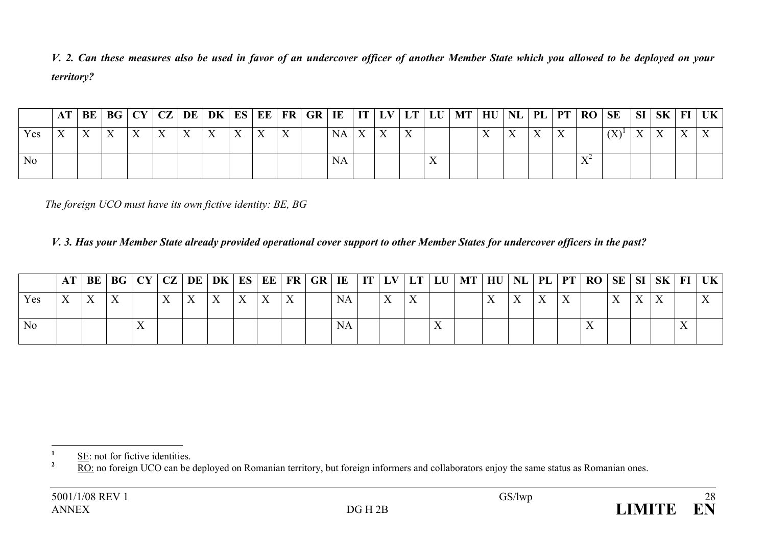*V. 2. Can these measures also be used in favor of an undercover officer of another Member State which you allowed to be deployed on your territory?*

| | AT | BE | BG | CY | CZ | DE | DK | ES | EE | FR | GR | IE | IT | LV | LT | LU | MT | HU | NL | PL | PT | RO | SE | SI | SK | FI | UK |
|---|---|---|---|---|---|---|---|---|---|---|---|---|---|---|---|---|---|---|---|---|---|---|---|---|---|---|---|
| Yes | X | X | X | X | X | X | X | X | X | X | | NA | X | X | X | | | X | X | X | X | | (X)[1] | X | X | X | X |
| No | | | | | | | | | | | | NA | | | | X | | | | | | X[2] | | | | | |

*The foreign UCO must have its own fictive identity: BE, BG*

*V. 3. Has your Member State already provided operational cover support to other Member States for undercover officers in the past?*

| | AT | BE | BG | CY | CZ | DE | DK | ES | EE | FR | GR | IE | IT | LV | LT | LU | MT | HU | NL | PL | PT | RO | SE | SI | SK | FI | UK |
|---|---|---|---|---|---|---|---|---|---|---|---|---|---|---|---|---|---|---|---|---|---|---|---|---|---|---|---|
| Yes | X | X | X | | X | X | X | X | X | X | | NA | | X | X | | | X | X | X | X | | X | X | X | | X |
| No | | | | X | | | | | | | | NA | | | | X | | | | | | X | | | | X | |

[1] SE: not for fictive identities.

[2] RO: no foreign UCO can be deployed on Romanian territory, but foreign informers and collaborators enjoy the same status as Romanian ones.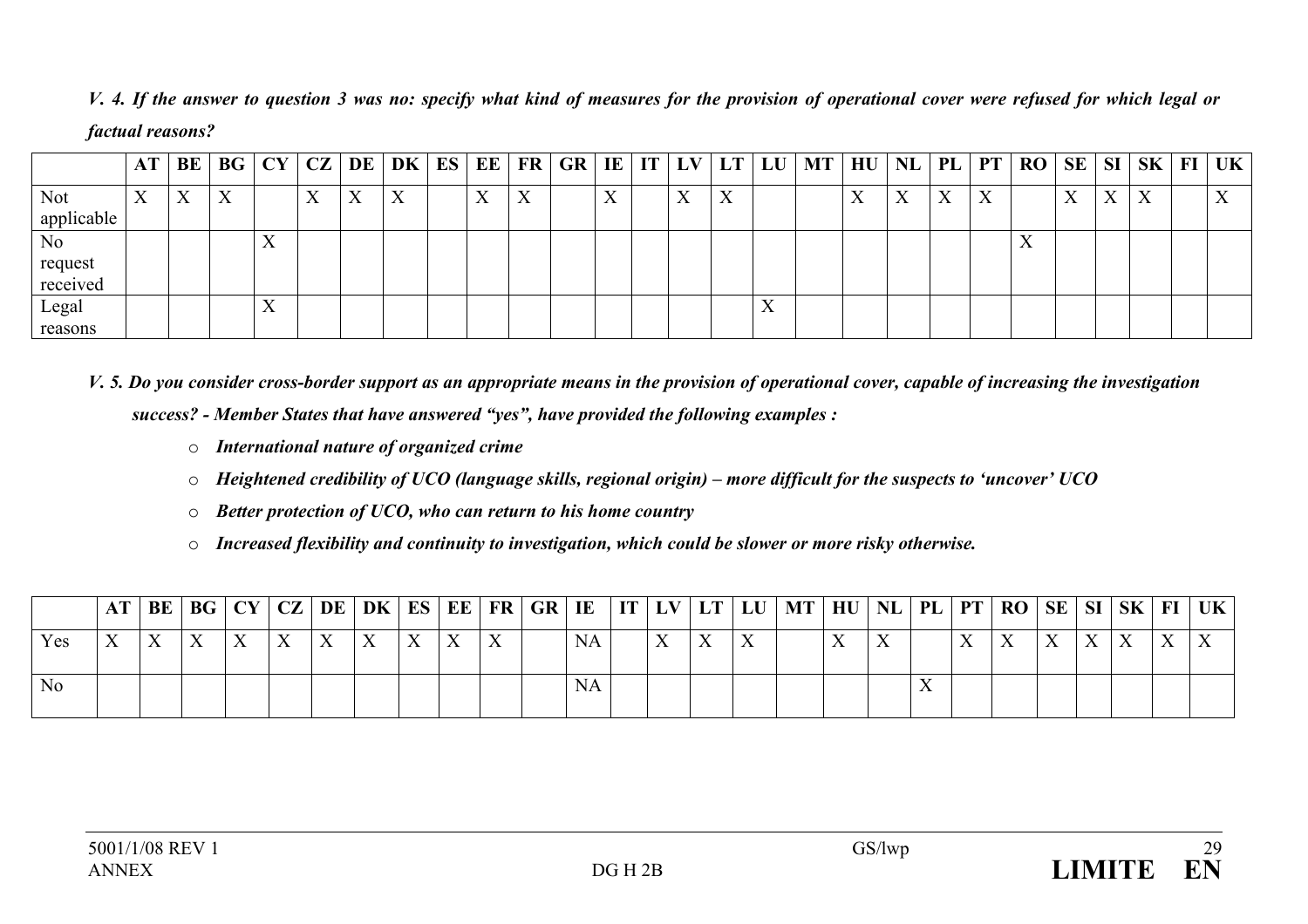*V. 4. If the answer to question 3 was no: specify what kind of measures for the provision of operational cover were refused for which legal or factual reasons?*

| | AT | BE | BG | CY | CZ | DE | DK | ES | EE | FR | GR | IE | IT | LV | LT | LU | MT | HU | NL | PL | PT | RO | SE | SI | SK | FI | UK |
|---|---|---|---|---|---|---|---|---|---|---|---|---|---|---|---|---|---|---|---|---|---|---|---|---|---|---|---|
| Not applicable | X | X | X | | X | X | X | | X | X | | X | | X | X | | | X | X | X | X | | X | X | X | | X |
| No request received | | | | X | | | | | | | | | | | | | | | | | | X | | | | | |
| Legal reasons | | | | X | | | | | | | | | | | | X | | | | | | | | | | | |

*V. 5. Do you consider cross-border support as an appropriate means in the provision of operational cover, capable of increasing the investigation success? - Member States that have answered "yes", have provided the following examples :*

- *International nature of organized crime*
- *Heightened credibility of UCO (language skills, regional origin) – more difficult for the suspects to 'uncover' UCO*
- *Better protection of UCO, who can return to his home country*
- *Increased flexibility and continuity to investigation, which could be slower or more risky otherwise.*

| | AT | BE | BG | CY | CZ | DE | DK | ES | EE | FR | GR | IE | IT | LV | LT | LU | MT | HU | NL | PL | PT | RO | SE | SI | SK | FI | UK |
|---|---|---|---|---|---|---|---|---|---|---|---|---|---|---|---|---|---|---|---|---|---|---|---|---|---|---|---|
| Yes | X | X | X | X | X | X | X | X | X | X | | NA | | X | X | X | | X | X | | X | X | X | X | X | X | X |
| No | | | | | | | | | | | | NA | | | | | | | | X | | | | | | | |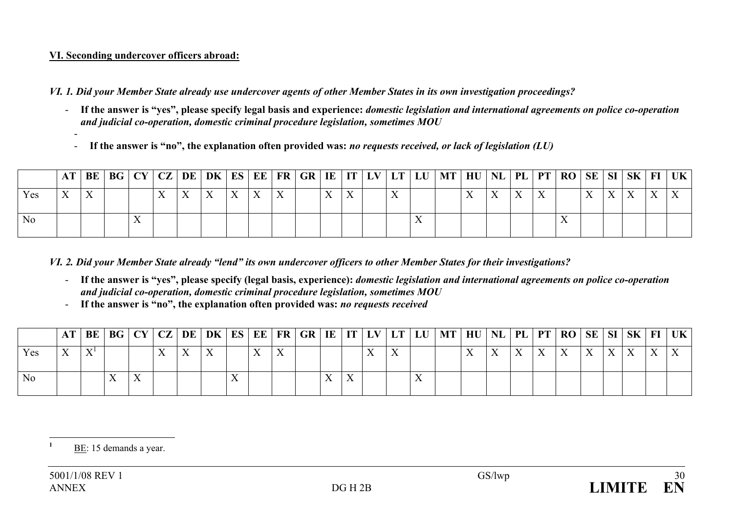**VI. Seconding undercover officers abroad:**

*VI. 1. Did your Member State already use undercover agents of other Member States in its own investigation proceedings?*

- **If the answer is "yes", please specify legal basis and experience:** ***domestic legislation and international agreements on police co-operation and judicial co-operation, domestic criminal procedure legislation, sometimes MOU***
-
- **If the answer is "no", the explanation often provided was:** ***no requests received, or lack of legislation (LU)***

| | AT | BE | BG | CY | CZ | DE | DK | ES | EE | FR | GR | IE | IT | LV | LT | LU | MT | HU | NL | PL | PT | RO | SE | SI | SK | FI | UK |
|---|---|---|---|---|---|---|---|---|---|---|---|---|---|---|---|---|---|---|---|---|---|---|---|---|---|---|---|
| Yes | X | X | | | X | X | X | X | X | X | | X | X | | X | | | X | X | X | X | | X | X | X | X | X |
| No | | | | X | | | | | | | | | | | | X | | | | | | X | | | | | |

*VI. 2. Did your Member State already "lend" its own undercover officers to other Member States for their investigations?*

- **If the answer is "yes", please specify (legal basis, experience):** ***domestic legislation and international agreements on police co-operation and judicial co-operation, domestic criminal procedure legislation, sometimes MOU***
- **If the answer is "no", the explanation often provided was:** ***no requests received***

| | AT | BE | BG | CY | CZ | DE | DK | ES | EE | FR | GR | IE | IT | LV | LT | LU | MT | HU | NL | PL | PT | RO | SE | SI | SK | FI | UK |
|---|---|---|---|---|---|---|---|---|---|---|---|---|---|---|---|---|---|---|---|---|---|---|---|---|---|---|---|
| Yes | X | X[1] | | | X | X | X | | X | X | | | | X | X | | | X | X | X | X | X | X | X | X | X | X |
| No | | | X | X | | | | X | | | | X | X | | | X | | | | | | | | | | | |

[1] BE: 15 demands a year.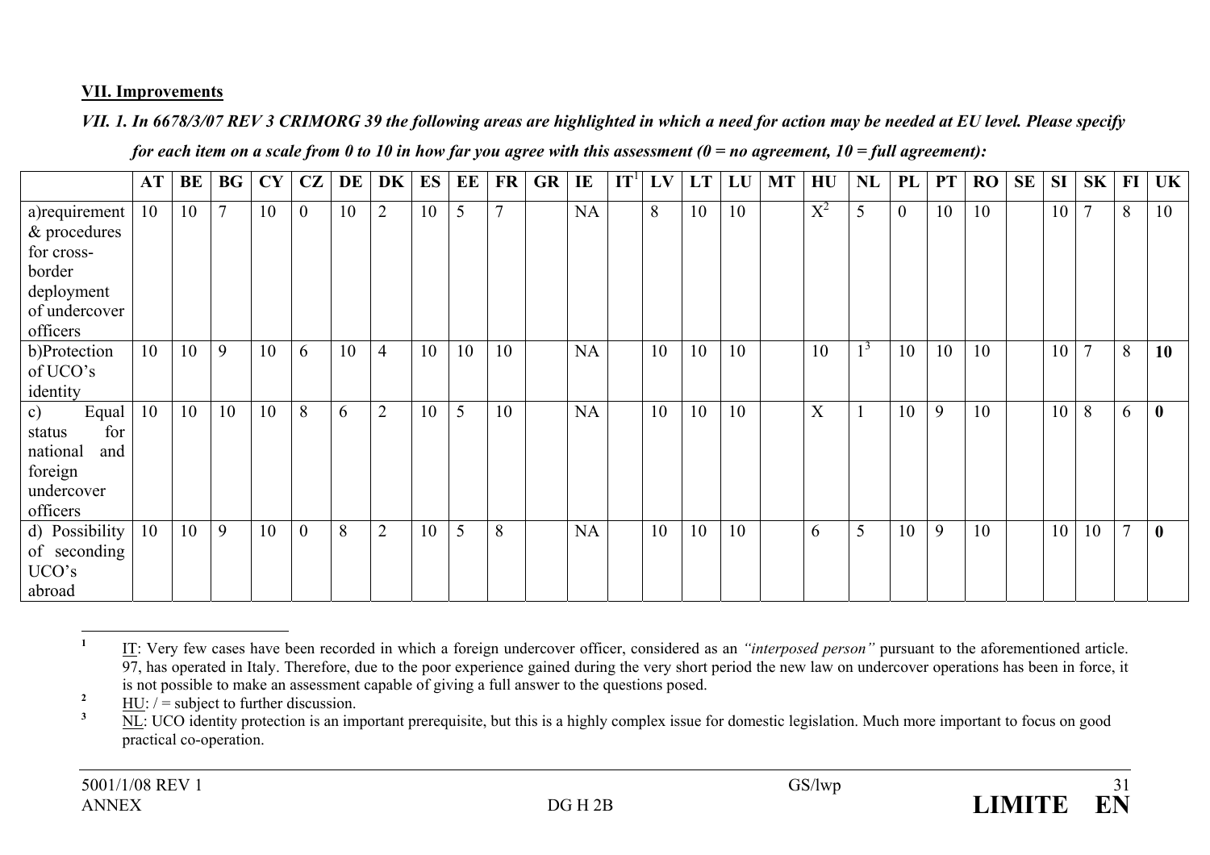**VII. Improvements**

***VII. 1. In 6678/3/07 REV 3 CRIMORG 39 the following areas are highlighted in which a need for action may be needed at EU level. Please specify for each item on a scale from 0 to 10 in how far you agree with this assessment (0 = no agreement, 10 = full agreement):***

| | AT | BE | BG | CY | CZ | DE | DK | ES | EE | FR | GR | IE | IT[1] | LV | LT | LU | MT | HU | NL | PL | PT | RO | SE | SI | SK | FI | UK |
|---|---|---|---|---|---|---|---|---|---|---|---|---|---|---|---|---|---|---|---|---|---|---|---|---|---|---|---|
| a)requirement & procedures for cross-border deployment of undercover officers | 10 | 10 | 7 | 10 | 0 | 10 | 2 | 10 | 5 | 7 | | NA | | 8 | 10 | 10 | | X[2] | 5 | 0 | 10 | 10 | | 10 | 7 | 8 | 10 |
| b)Protection of UCO's identity | 10 | 10 | 9 | 10 | 6 | 10 | 4 | 10 | 10 | 10 | | NA | | 10 | 10 | 10 | | 10 | 1[3] | 10 | 10 | 10 | | 10 | 7 | 8 | **10** |
| c) Equal status for national and foreign undercover officers | 10 | 10 | 10 | 10 | 8 | 6 | 2 | 10 | 5 | 10 | | NA | | 10 | 10 | 10 | | X | 1 | 10 | 9 | 10 | | 10 | 8 | 6 | **0** |
| d) Possibility of seconding UCO's abroad | 10 | 10 | 9 | 10 | 0 | 8 | 2 | 10 | 5 | 8 | | NA | | 10 | 10 | 10 | | 6 | 5 | 10 | 9 | 10 | | 10 | 10 | 7 | **0** |

[1] IT: Very few cases have been recorded in which a foreign undercover officer, considered as an *"interposed person"* pursuant to the aforementioned article. 97, has operated in Italy. Therefore, due to the poor experience gained during the very short period the new law on undercover operations has been in force, it is not possible to make an assessment capable of giving a full answer to the questions posed.

[2] HU: / = subject to further discussion.

[3] NL: UCO identity protection is an important prerequisite, but this is a highly complex issue for domestic legislation. Much more important to focus on good practical co-operation.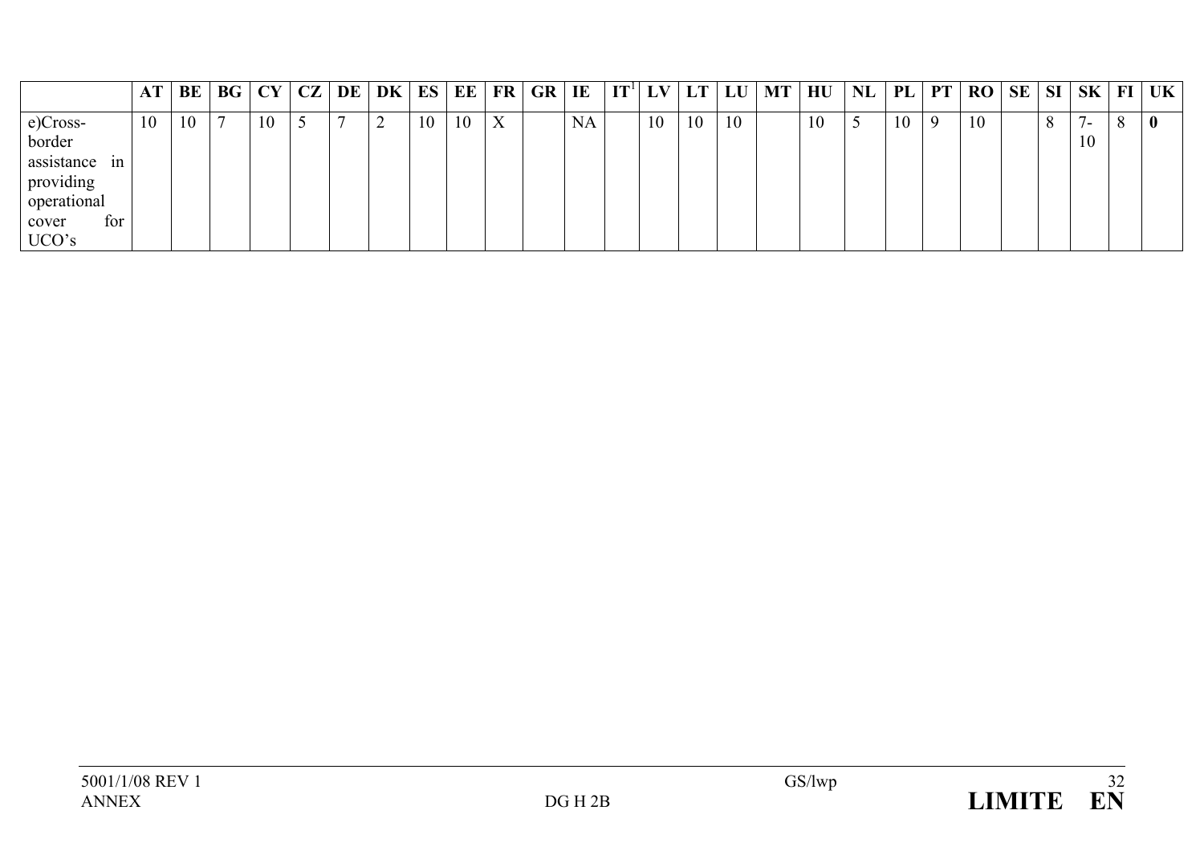| | AT | BE | BG | CY | CZ | DE | DK | ES | EE | FR | GR | IE | IT[1] | LV | LT | LU | MT | HU | NL | PL | PT | RO | SE | SI | SK | FI | UK |
|---|---|---|---|---|---|---|---|---|---|---|---|---|---|---|---|---|---|---|---|---|---|---|---|---|---|---|---|
| e)Cross-border assistance in providing operational cover for UCO's | 10 | 10 | 7 | 10 | 5 | 7 | 2 | 10 | 10 | X | | NA | | 10 | 10 | 10 | | 10 | 5 | 10 | 9 | 10 | | 8 | 7-10 | 8 | **0** |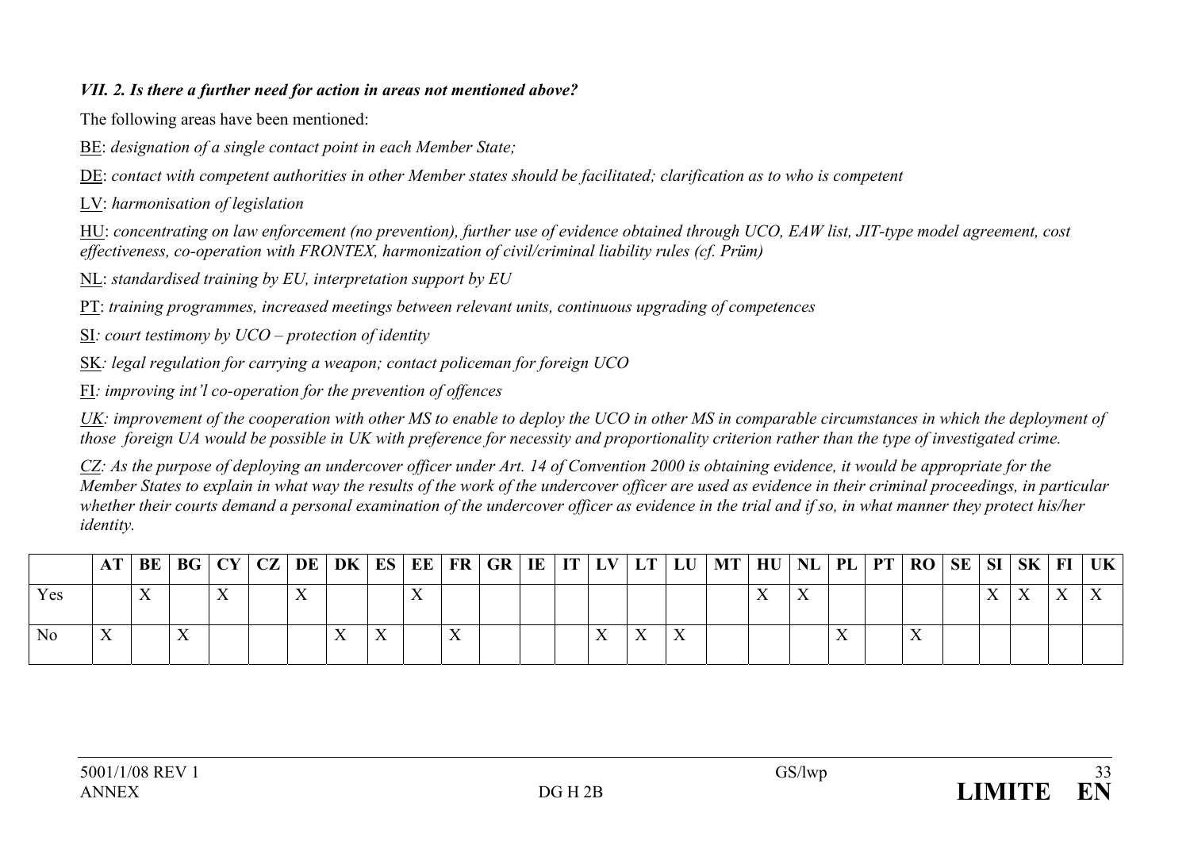***VII. 2. Is there a further need for action in areas not mentioned above?***

The following areas have been mentioned:

BE: *designation of a single contact point in each Member State;*

DE: *contact with competent authorities in other Member states should be facilitated; clarification as to who is competent*

LV: *harmonisation of legislation*

HU: *concentrating on law enforcement (no prevention), further use of evidence obtained through UCO, EAW list, JIT-type model agreement, cost effectiveness, co-operation with FRONTEX, harmonization of civil/criminal liability rules (cf. Prüm)*

NL: *standardised training by EU, interpretation support by EU*

PT: *training programmes, increased meetings between relevant units, continuous upgrading of competences*

SI*: court testimony by UCO – protection of identity*

SK*: legal regulation for carrying a weapon; contact policeman for foreign UCO*

FI*: improving int'l co-operation for the prevention of offences*

*UK: improvement of the cooperation with other MS to enable to deploy the UCO in other MS in comparable circumstances in which the deployment of those foreign UA would be possible in UK with preference for necessity and proportionality criterion rather than the type of investigated crime.*

*CZ: As the purpose of deploying an undercover officer under Art. 14 of Convention 2000 is obtaining evidence, it would be appropriate for the Member States to explain in what way the results of the work of the undercover officer are used as evidence in their criminal proceedings, in particular whether their courts demand a personal examination of the undercover officer as evidence in the trial and if so, in what manner they protect his/her identity.*

| | AT | BE | BG | CY | CZ | DE | DK | ES | EE | FR | GR | IE | IT | LV | LT | LU | MT | HU | NL | PL | PT | RO | SE | SI | SK | FI | UK |
|---|---|---|---|---|---|---|---|---|---|---|---|---|---|---|---|---|---|---|---|---|---|---|---|---|---|---|---|
| Yes | | X | | X | | X | | | X | | | | | | | | | X | X | | | | | X | X | X | X |
| No | X | | X | | | | X | X | | X | | | | X | X | X | | | | X | | X | | | | | |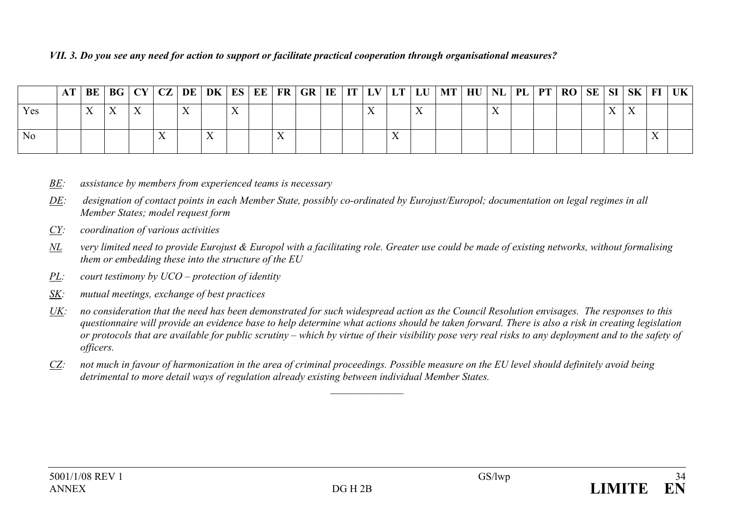***VII. 3. Do you see any need for action to support or facilitate practical cooperation through organisational measures?***

| | AT | BE | BG | CY | CZ | DE | DK | ES | EE | FR | GR | IE | IT | LV | LT | LU | MT | HU | NL | PL | PT | RO | SE | SI | SK | FI | UK |
|---|---|---|---|---|---|---|---|---|---|---|---|---|---|---|---|---|---|---|---|---|---|---|---|---|---|---|---|
| Yes | | X | X | X | | X | | X | | | | | | X | | X | | | X | | | | | X | X | | |
| No | | | | | X | | X | | | X | | | | | X | | | | | | | | | | | X | |

*BE: assistance by members from experienced teams is necessary*

*DE: designation of contact points in each Member State, possibly co-ordinated by Eurojust/Europol; documentation on legal regimes in all Member States; model request form*

*CY: coordination of various activities*

*NL very limited need to provide Eurojust & Europol with a facilitating role. Greater use could be made of existing networks, without formalising them or embedding these into the structure of the EU*

*PL: court testimony by UCO – protection of identity*

*SK: mutual meetings, exchange of best practices*

*UK: no consideration that the need has been demonstrated for such widespread action as the Council Resolution envisages. The responses to this questionnaire will provide an evidence base to help determine what actions should be taken forward. There is also a risk in creating legislation or protocols that are available for public scrutiny – which by virtue of their visibility pose very real risks to any deployment and to the safety of officers.*

*CZ: not much in favour of harmonization in the area of criminal proceedings. Possible measure on the EU level should definitely avoid being detrimental to more detail ways of regulation already existing between individual Member States.*

______________